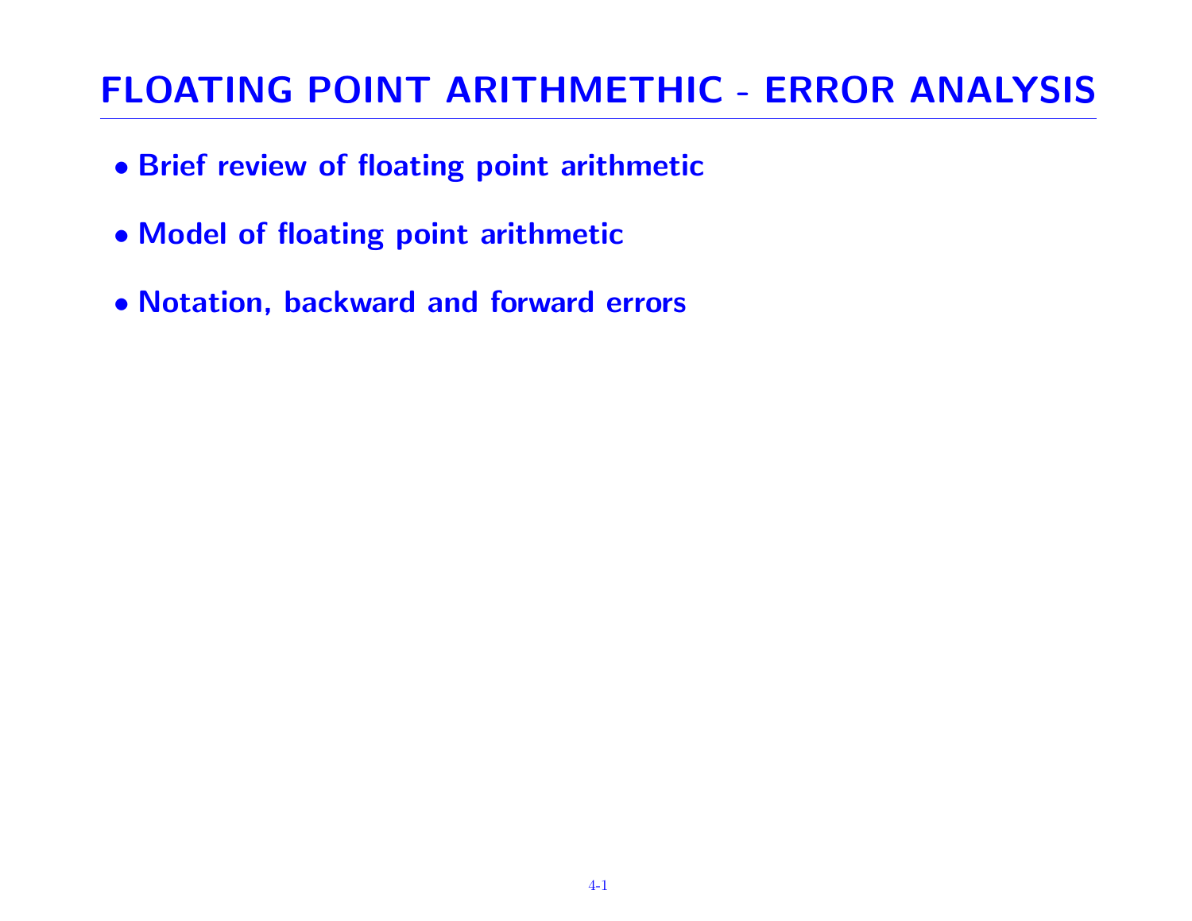# FLOATING POINT ARITHMETIC - ERROR ANALYSIS

- **Brief review of floating point arithmetic**
- **Model of floating point arithmetic**
- **Notation, backward and forward errors**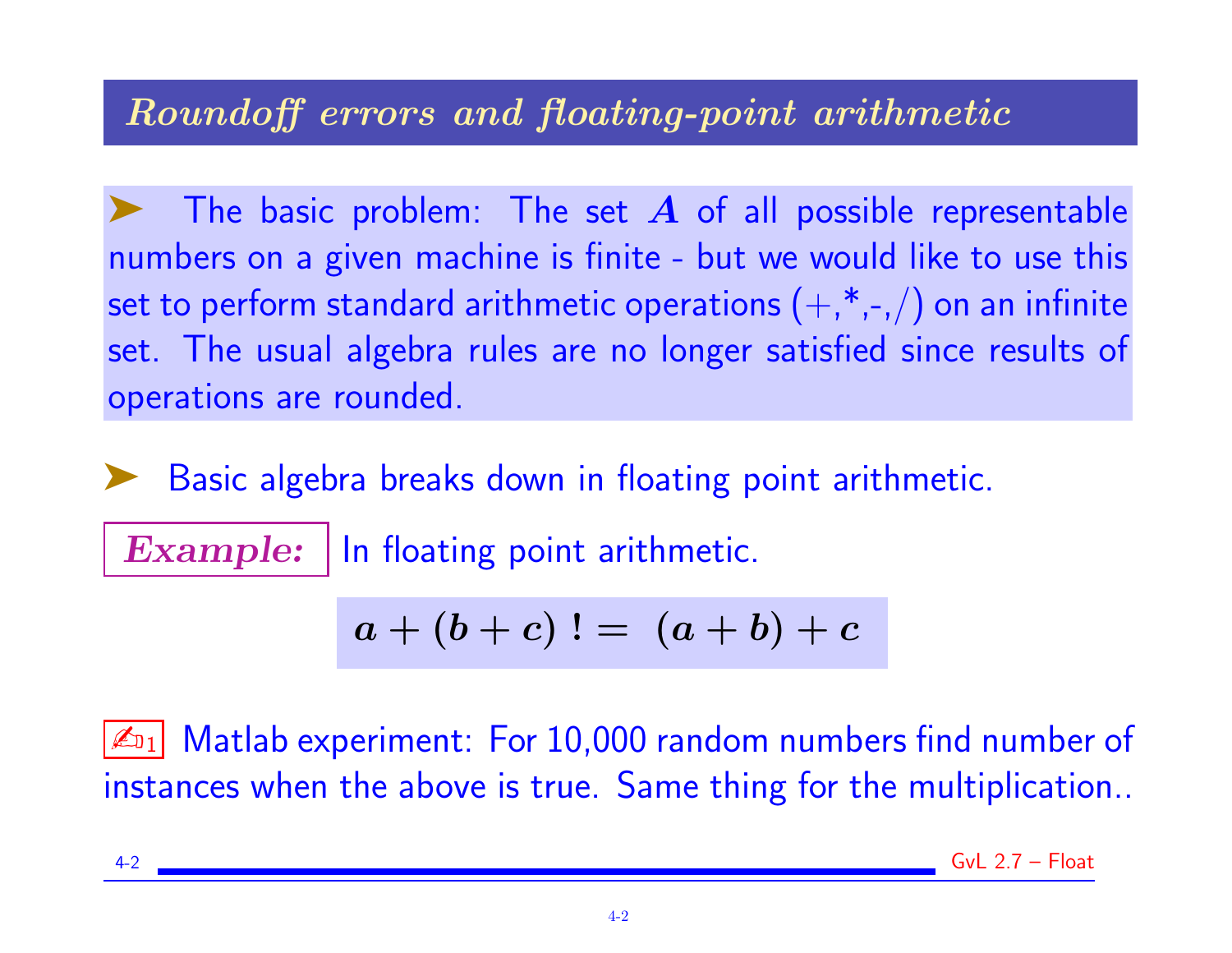## *Roundoff errors and floating-point arithmetic*

➤ The basic problem: The set $A$ of all possible representable numbers on a given machine is finite - but we would like to use this set to perform standard arithmetic operations (+,*,-,/) on an infinite set. The usual algebra rules are no longer satisfied since results of operations are rounded.

➤ Basic algebra breaks down in floating point arithmetic.

***Example:*** In floating point arithmetic.

$$a + (b + c) \; != \; (a + b) + c$$

✍[1] Matlab experiment: For 10,000 random numbers find number of instances when the above is true. Same thing for the multiplication..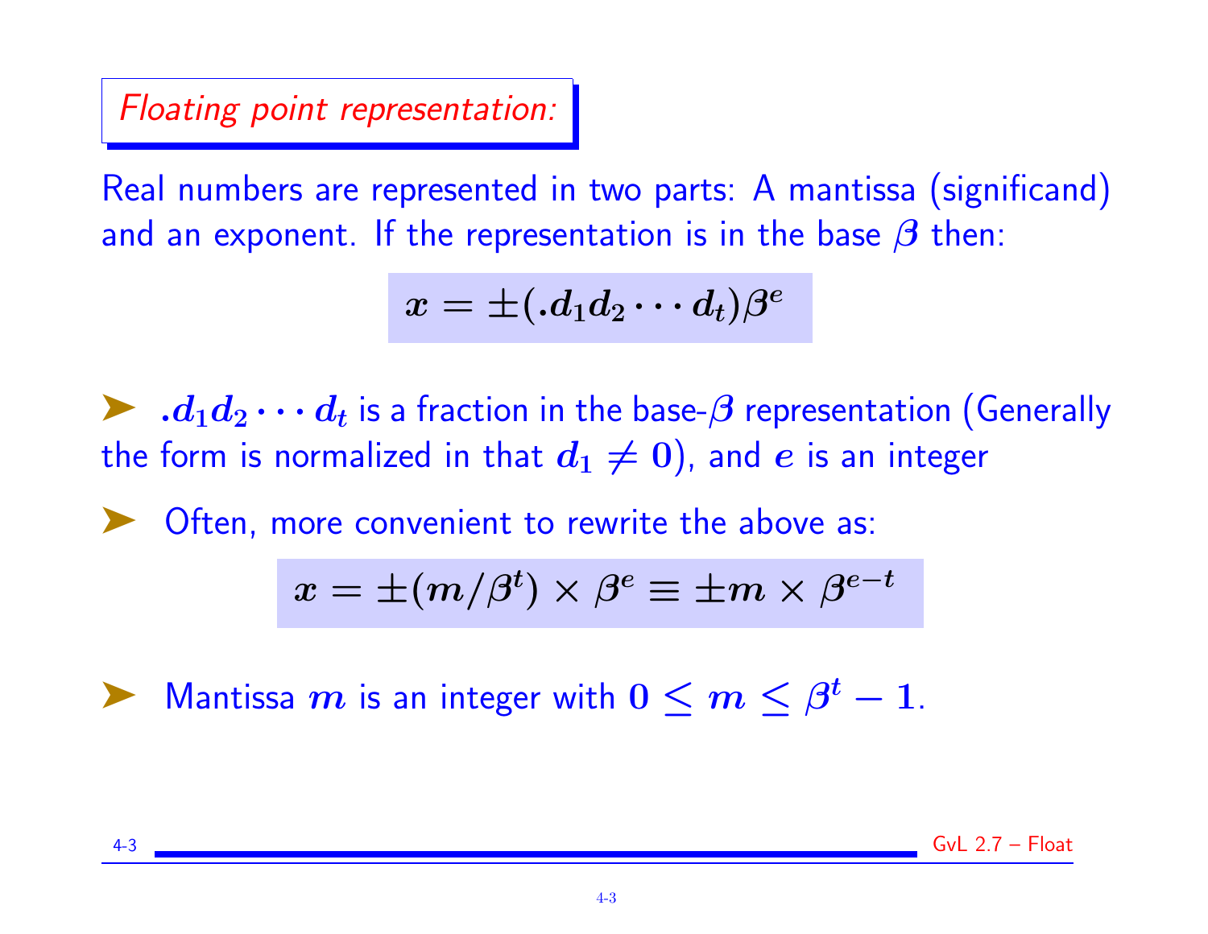## *Floating point representation:*

Real numbers are represented in two parts: A mantissa (significand) and an exponent. If the representation is in the base $\beta$ then:

$$x = \pm(.d_1 d_2 \cdots d_t)\beta^e$$

- $.d_1 d_2 \cdots d_t$ is a fraction in the base-$\beta$ representation (Generally the form is normalized in that $d_1 \neq 0$), and $e$ is an integer

- Often, more convenient to rewrite the above as:

$$x = \pm(m/\beta^t) \times \beta^e \equiv \pm m \times \beta^{e-t}$$

- Mantissa $m$ is an integer with $0 \leq m \leq \beta^t - 1$.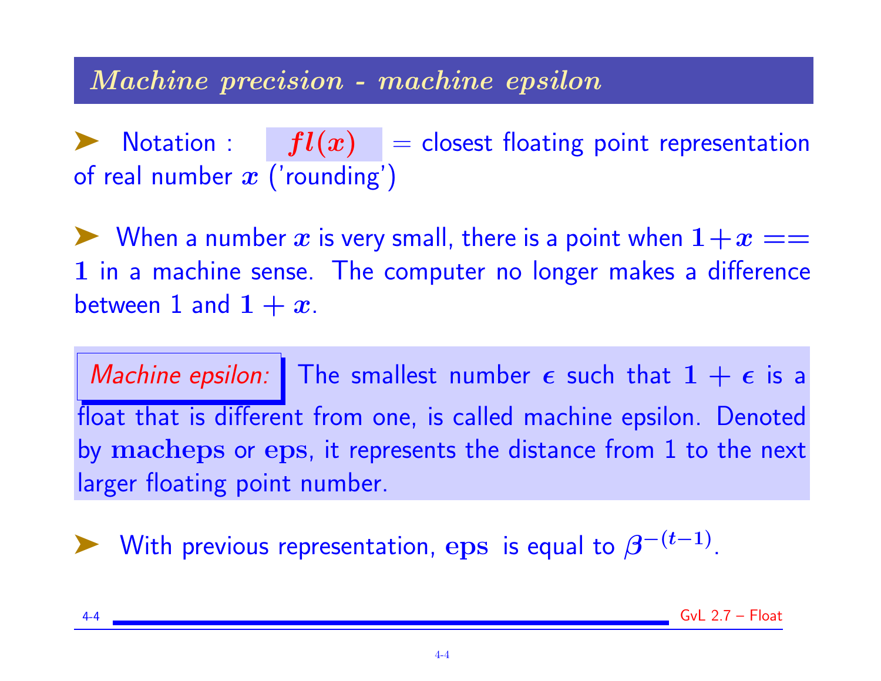## *Machine precision - machine epsilon*

- Notation : $fl(x)$ = closest floating point representation of real number $x$ ('rounding')

- When a number $x$ is very small, there is a point when $1 + x == 1$ in a machine sense. The computer no longer makes a difference between 1 and $1 + x$.

*Machine epsilon:* The smallest number $\epsilon$ such that $1 + \epsilon$ is a float that is different from one, is called machine epsilon. Denoted by $\mathbf{macheps}$ or $\mathbf{eps}$, it represents the distance from 1 to the next larger floating point number.

- With previous representation, $\mathbf{eps}$ is equal to $\beta^{-(t-1)}$.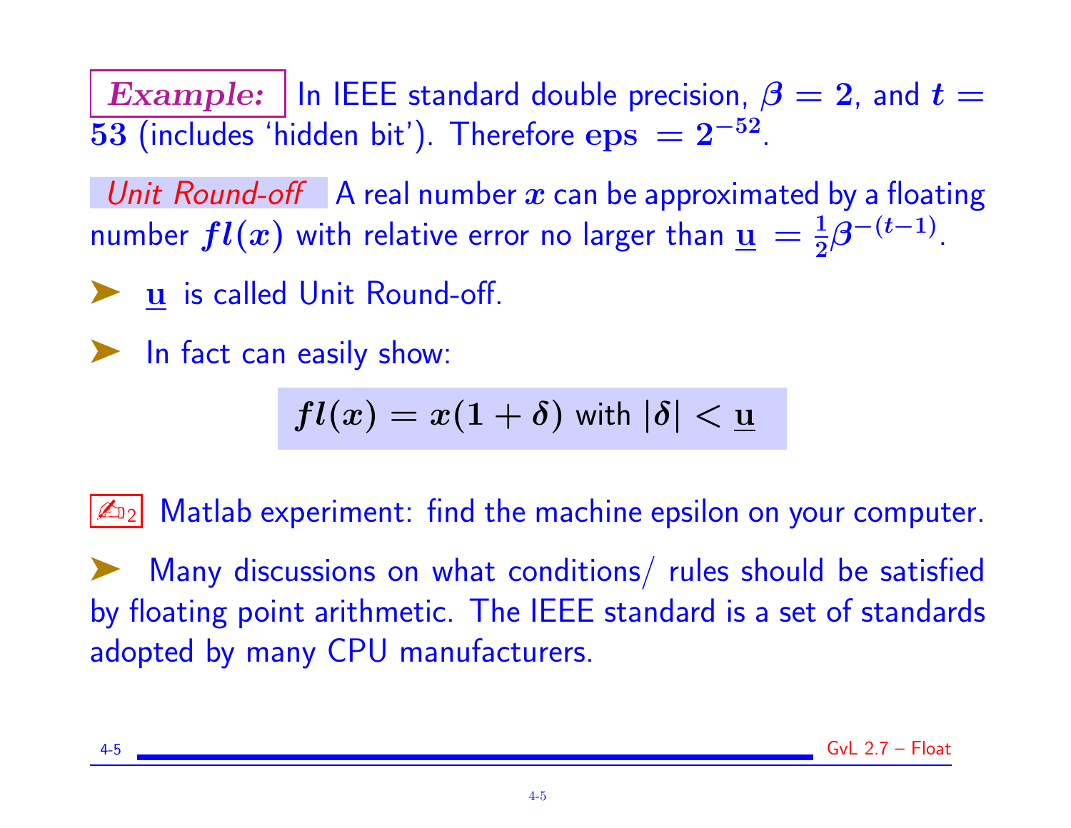**Example:** In IEEE standard double precision, $\beta = 2$, and $t = 53$ (includes 'hidden bit'). Therefore $\mathbf{eps} = 2^{-52}$.

*Unit Round-off* A real number $x$ can be approximated by a floating number $fl(x)$ with relative error no larger than $\underline{\mathbf{u}} = \frac{1}{2}\beta^{-(t-1)}$.

- $\underline{\mathbf{u}}$ is called Unit Round-off.

- In fact can easily show:

$$fl(x) = x(1 + \delta) \text{ with } |\delta| < \underline{\mathbf{u}}$$

✍ 2 Matlab experiment: find the machine epsilon on your computer.

- Many discussions on what conditions/ rules should be satisfied by floating point arithmetic. The IEEE standard is a set of standards adopted by many CPU manufacturers.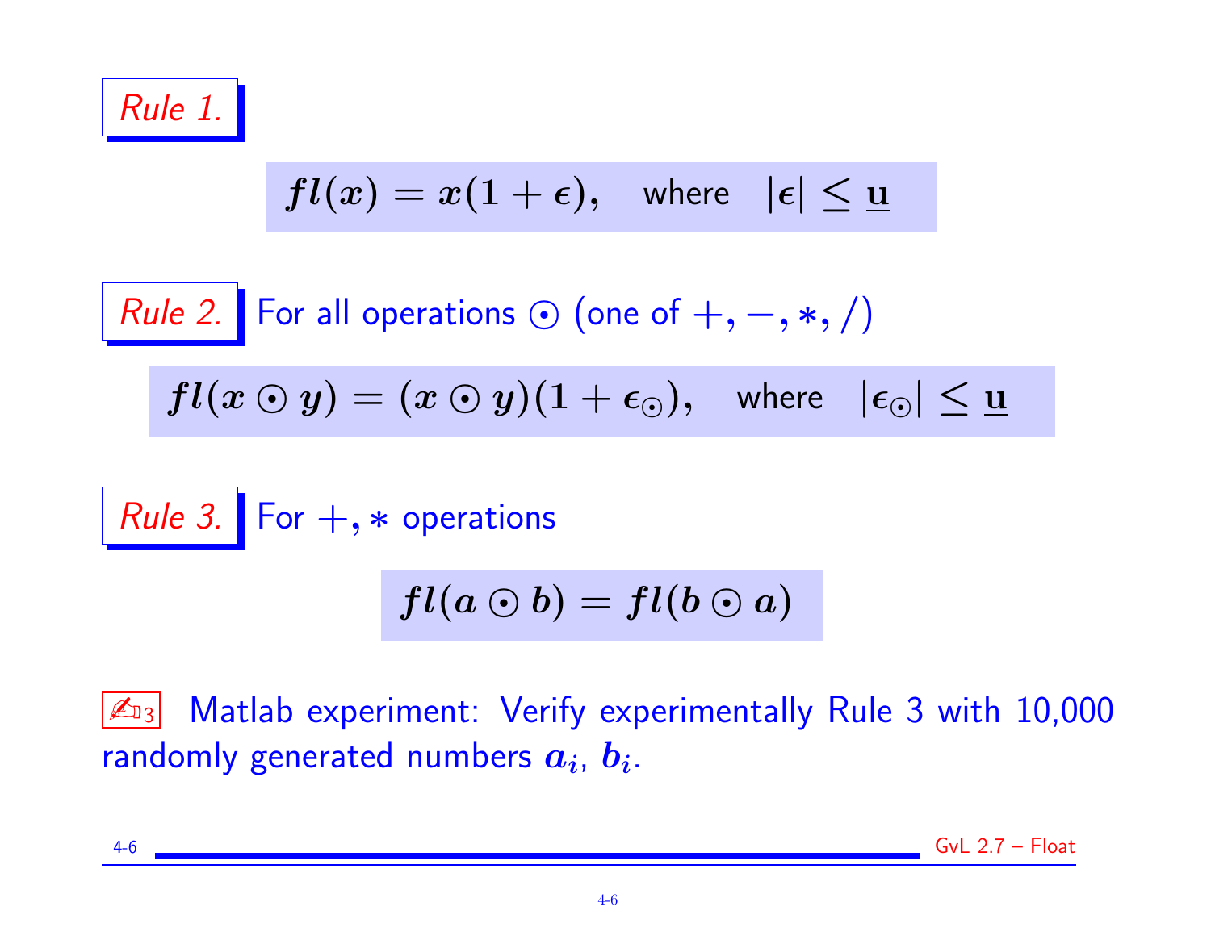*Rule 1.*

$$fl(x) = x(1 + \epsilon), \quad \text{where} \quad |\epsilon| \le \underline{\mathbf{u}}$$

*Rule 2.* For all operations $\odot$ (one of $+, -, *, /$)

$$fl(x \odot y) = (x \odot y)(1 + \epsilon_{\odot}), \quad \text{where} \quad |\epsilon_{\odot}| \le \underline{\mathbf{u}}$$

*Rule 3.* For $+, *$ operations

$$fl(a \odot b) = fl(b \odot a)$$

✍3 Matlab experiment: Verify experimentally Rule 3 with 10,000 randomly generated numbers $a_i$, $b_i$.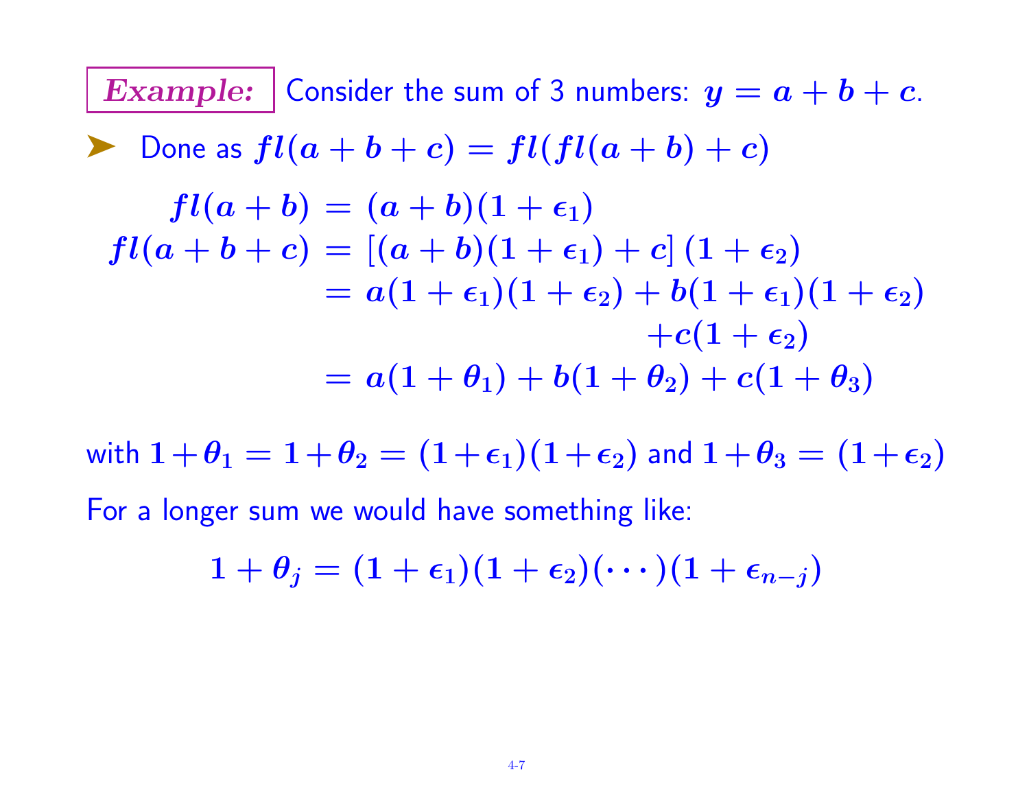**Example:** Consider the sum of 3 numbers: $y = a + b + c$.

- Done as $fl(a + b + c) = fl(fl(a + b) + c)$

$$
\begin{aligned}
fl(a+b) &= (a+b)(1+\epsilon_1) \\
fl(a+b+c) &= \left[(a+b)(1+\epsilon_1) + c\right](1+\epsilon_2) \\
&= a(1+\epsilon_1)(1+\epsilon_2) + b(1+\epsilon_1)(1+\epsilon_2) \\
&\qquad + c(1+\epsilon_2) \\
&= a(1+\theta_1) + b(1+\theta_2) + c(1+\theta_3)
\end{aligned}
$$

with $1 + \theta_1 = 1 + \theta_2 = (1 + \epsilon_1)(1 + \epsilon_2)$ and $1 + \theta_3 = (1 + \epsilon_2)$

For a longer sum we would have something like:

$$1 + \theta_j = (1 + \epsilon_1)(1 + \epsilon_2)(\cdots)(1 + \epsilon_{n-j})$$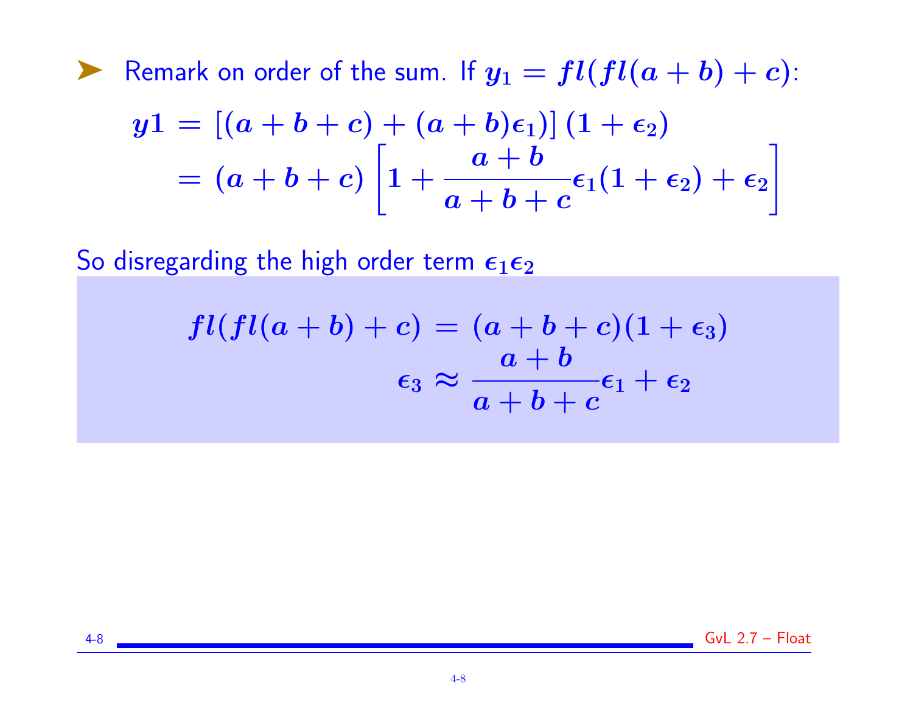- Remark on order of the sum. If $y_1 = fl(fl(a + b) + c)$:

$$
\begin{aligned}
y1 &= \left[(a + b + c) + (a + b)\epsilon_1)\right](1 + \epsilon_2) \\
&= (a + b + c)\left[1 + \frac{a + b}{a + b + c}\epsilon_1(1 + \epsilon_2) + \epsilon_2\right]
\end{aligned}
$$

So disregarding the high order term $\epsilon_1 \epsilon_2$

$$
\begin{aligned}
fl(fl(a + b) + c) &= (a + b + c)(1 + \epsilon_3) \\
\epsilon_3 &\approx \frac{a + b}{a + b + c}\epsilon_1 + \epsilon_2
\end{aligned}
$$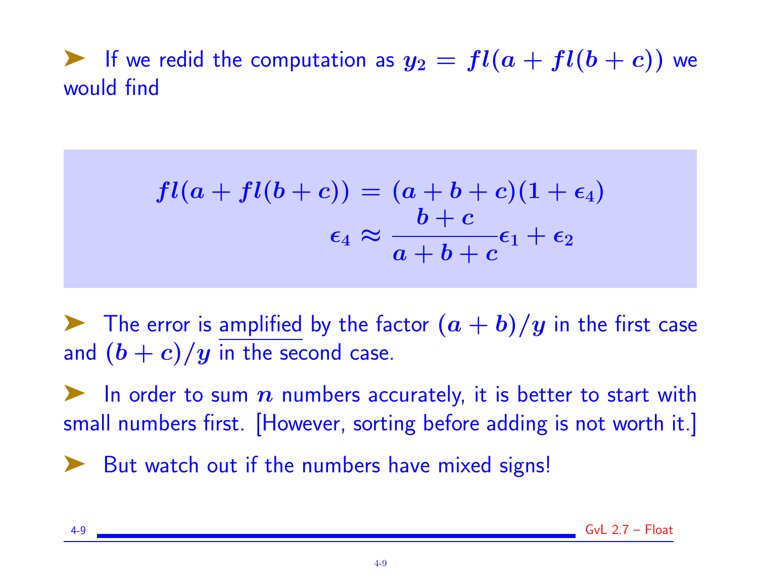- If we redid the computation as $y_2 = fl(a + fl(b + c))$ we would find

$$fl(a + fl(b + c)) = (a + b + c)(1 + \epsilon_4)$$
$$\epsilon_4 \approx \frac{b + c}{a + b + c}\epsilon_1 + \epsilon_2$$

- The error is amplified by the factor $(a + b)/y$ in the first case and $(b + c)/y$ in the second case.

- In order to sum $n$ numbers accurately, it is better to start with small numbers first. [However, sorting before adding is not worth it.]

- But watch out if the numbers have mixed signs!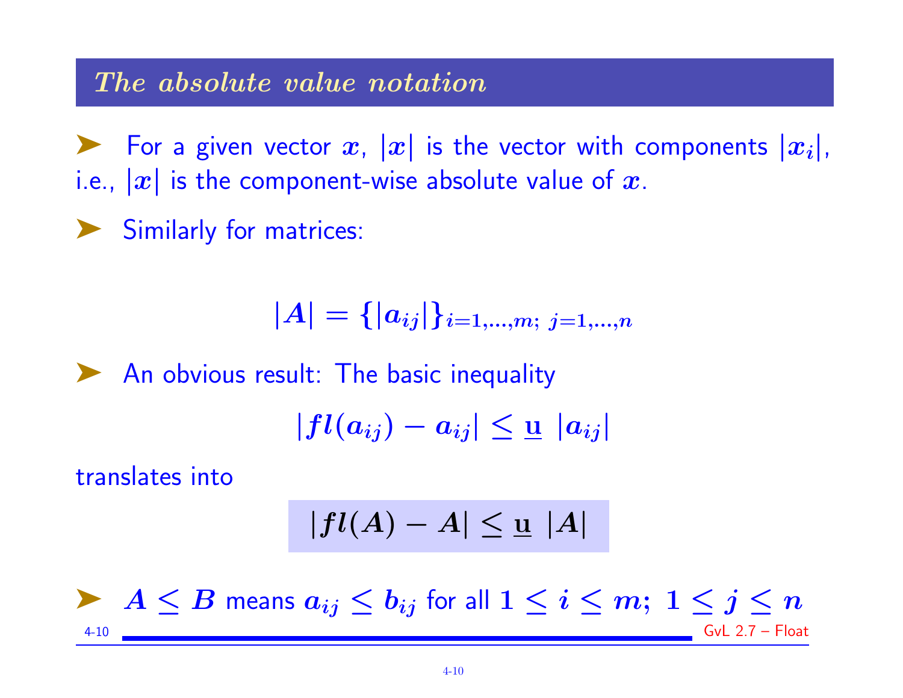## *The absolute value notation*

- For a given vector $x$, $|x|$ is the vector with components $|x_i|$, i.e., $|x|$ is the component-wise absolute value of $x$.

- Similarly for matrices:

$$|A| = \{|a_{ij}|\}_{i=1,\ldots,m;\ j=1,\ldots,n}$$

- An obvious result: The basic inequality

$$|fl(a_{ij}) - a_{ij}| \le \underline{\mathbf{u}}\ |a_{ij}|$$

translates into

$$|fl(A) - A| \le \underline{\mathbf{u}}\ |A|$$

- $A \le B$ means $a_{ij} \le b_{ij}$ for all $1 \le i \le m;\ 1 \le j \le n$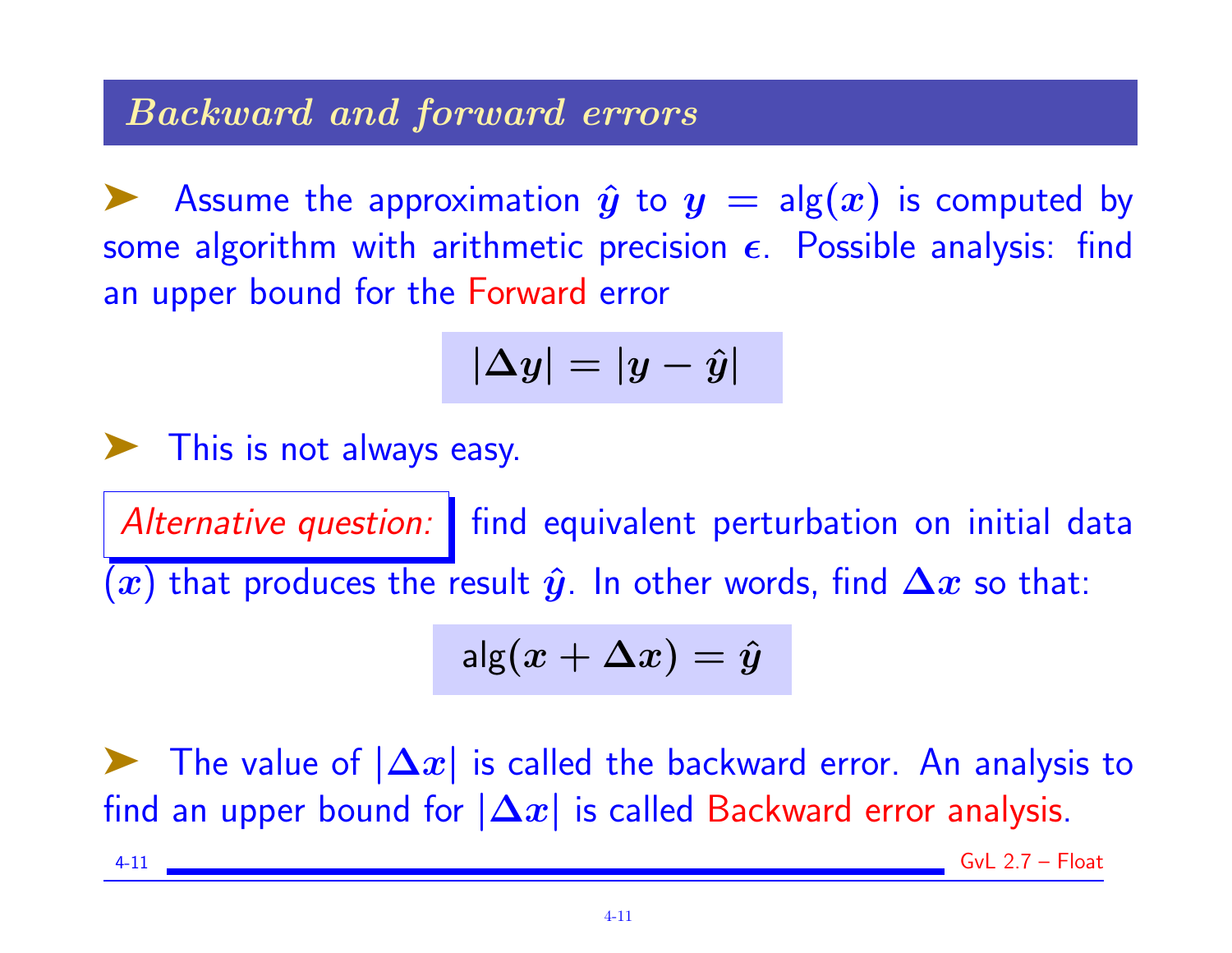## Backward and forward errors

- Assume the approximation $\hat{y}$ to $y = \text{alg}(x)$ is computed by some algorithm with arithmetic precision $\epsilon$. Possible analysis: find an upper bound for the Forward error

$$|\Delta y| = |y - \hat{y}|$$

- This is not always easy.

*Alternative question:* find equivalent perturbation on initial data $(x)$ that produces the result $\hat{y}$. In other words, find $\Delta x$ so that:

$$\text{alg}(x + \Delta x) = \hat{y}$$

- The value of $|\Delta x|$ is called the backward error. An analysis to find an upper bound for $|\Delta x|$ is called Backward error analysis.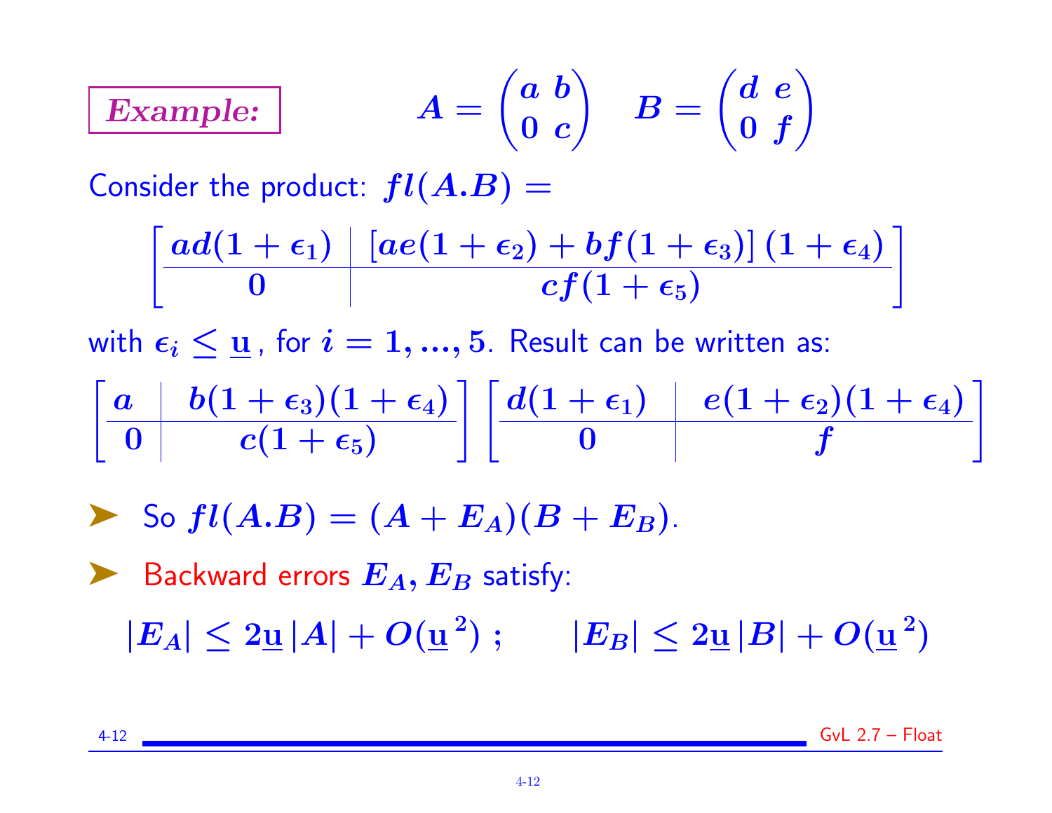**Example:** $A = \begin{pmatrix} a & b \\ 0 & c \end{pmatrix} \quad B = \begin{pmatrix} d & e \\ 0 & f \end{pmatrix}$

Consider the product: $fl(A.B) =$

$$\left[\begin{array}{c|c} ad(1+\epsilon_1) & [ae(1+\epsilon_2) + bf(1+\epsilon_3)]\,(1+\epsilon_4) \\ \hline 0 & cf(1+\epsilon_5) \end{array}\right]$$

with $\epsilon_i \leq \underline{\mathbf{u}}$, for $i = 1, ..., 5$. Result can be written as:

$$\left[\begin{array}{c|c} a & b(1+\epsilon_3)(1+\epsilon_4) \\ \hline 0 & c(1+\epsilon_5) \end{array}\right] \left[\begin{array}{c|c} d(1+\epsilon_1) & e(1+\epsilon_2)(1+\epsilon_4) \\ \hline 0 & f \end{array}\right]$$

- So $fl(A.B) = (A + E_A)(B + E_B)$.
- Backward errors $E_A, E_B$ satisfy:

$$|E_A| \leq 2\underline{\mathbf{u}}\,|A| + O(\underline{\mathbf{u}}^2)\ ; \qquad |E_B| \leq 2\underline{\mathbf{u}}\,|B| + O(\underline{\mathbf{u}}^2)$$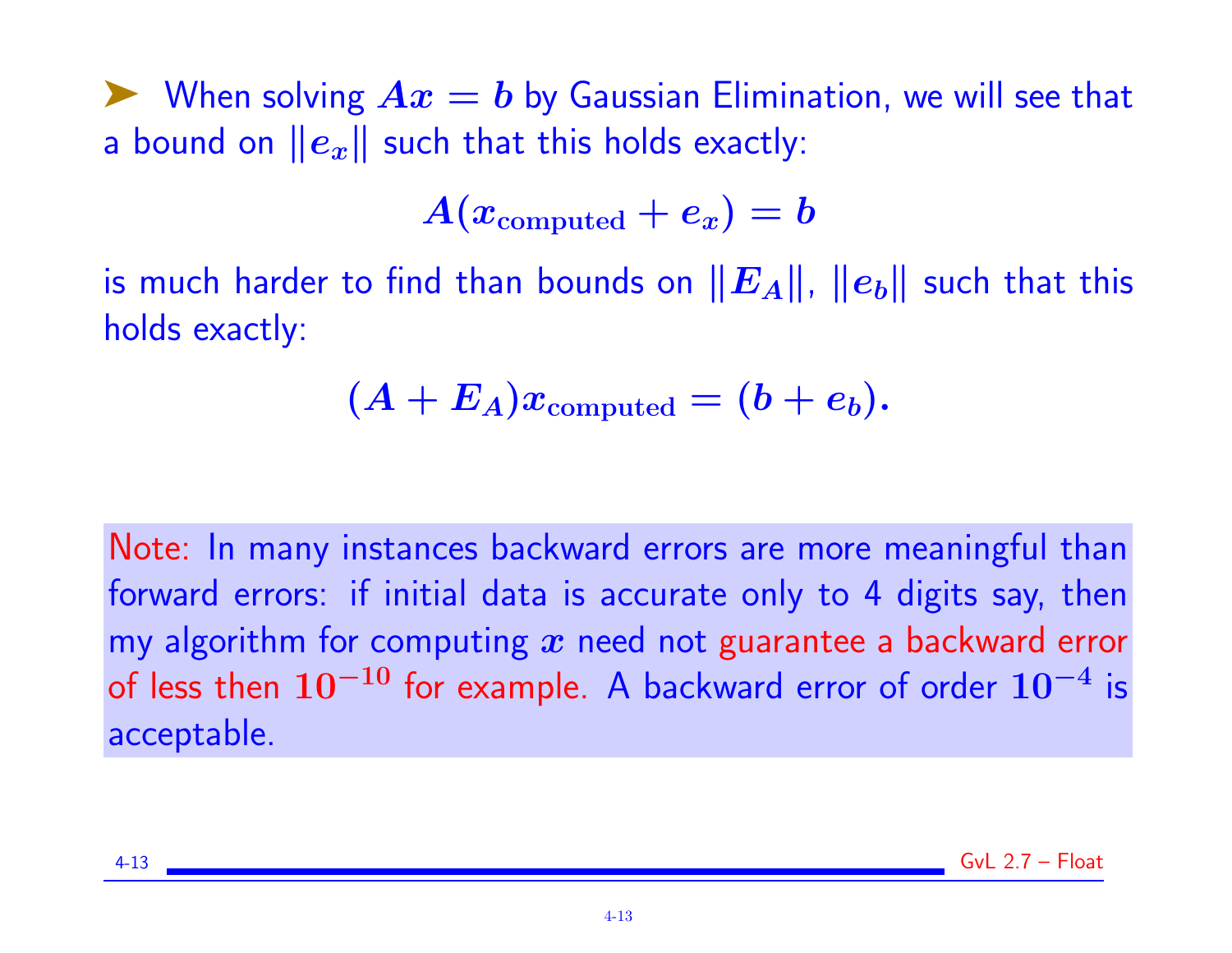- When solving $Ax = b$ by Gaussian Elimination, we will see that a bound on $\|e_x\|$ such that this holds exactly:

$$A(x_{\text{computed}} + e_x) = b$$

is much harder to find than bounds on $\|E_A\|$, $\|e_b\|$ such that this holds exactly:

$$(A + E_A)x_{\text{computed}} = (b + e_b).$$

Note: In many instances backward errors are more meaningful than forward errors: if initial data is accurate only to 4 digits say, then my algorithm for computing $x$ need not guarantee a backward error of less then $10^{-10}$ for example. A backward error of order $10^{-4}$ is acceptable.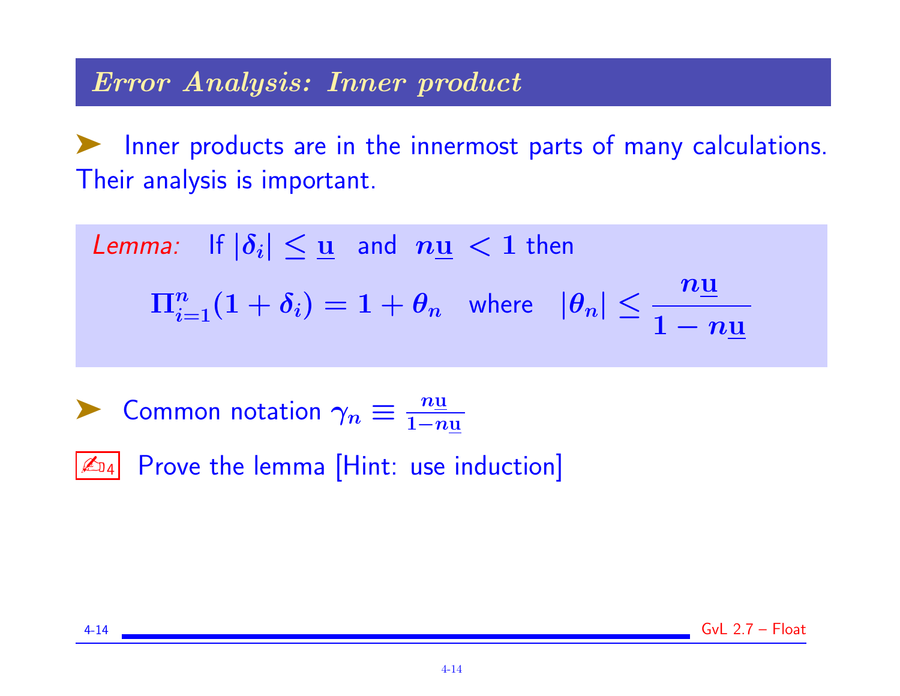## *Error Analysis: Inner product*

➤ Inner products are in the innermost parts of many calculations. Their analysis is important.

*Lemma:* If $|\delta_i| \le \underline{\mathbf{u}}$ and $n\underline{\mathbf{u}} < 1$ then

$$\Pi_{i=1}^{n}(1 + \delta_i) = 1 + \theta_n \quad \text{where} \quad |\theta_n| \le \frac{n\underline{\mathbf{u}}}{1 - n\underline{\mathbf{u}}}$$

➤ Common notation $\gamma_n \equiv \frac{n\underline{\mathbf{u}}}{1-n\underline{\mathbf{u}}}$

✍4 Prove the lemma [Hint: use induction]

GvL 2.7 – Float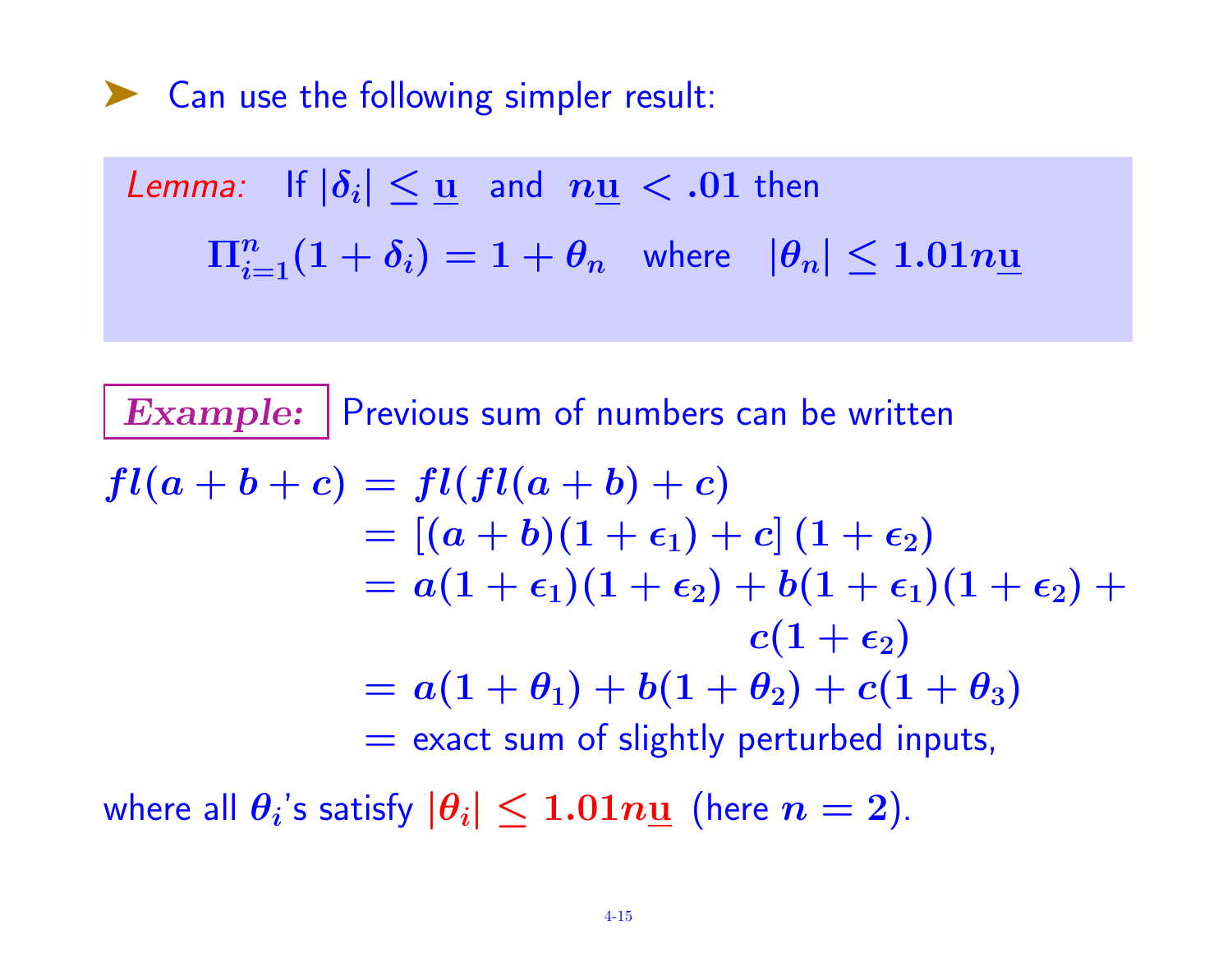- Can use the following simpler result:

> *Lemma:* If $|\delta_i| \leq \underline{\mathbf{u}}$ and $n\underline{\mathbf{u}} < .01$ then
>
> $$\Pi_{i=1}^{n}(1+\delta_i) = 1 + \theta_n \quad \text{where} \quad |\theta_n| \leq 1.01 n \underline{\mathbf{u}}$$

***Example:*** Previous sum of numbers can be written

$$
\begin{aligned}
fl(a+b+c) &= fl(fl(a+b)+c) \\
&= \left[(a+b)(1+\epsilon_1)+c\right](1+\epsilon_2) \\
&= a(1+\epsilon_1)(1+\epsilon_2) + b(1+\epsilon_1)(1+\epsilon_2) + \\
&\qquad c(1+\epsilon_2) \\
&= a(1+\theta_1) + b(1+\theta_2) + c(1+\theta_3) \\
&= \text{exact sum of slightly perturbed inputs,}
\end{aligned}
$$

where all $\theta_i$'s satisfy $|\theta_i| \leq 1.01 n \underline{\mathbf{u}}$ (here $n = 2$).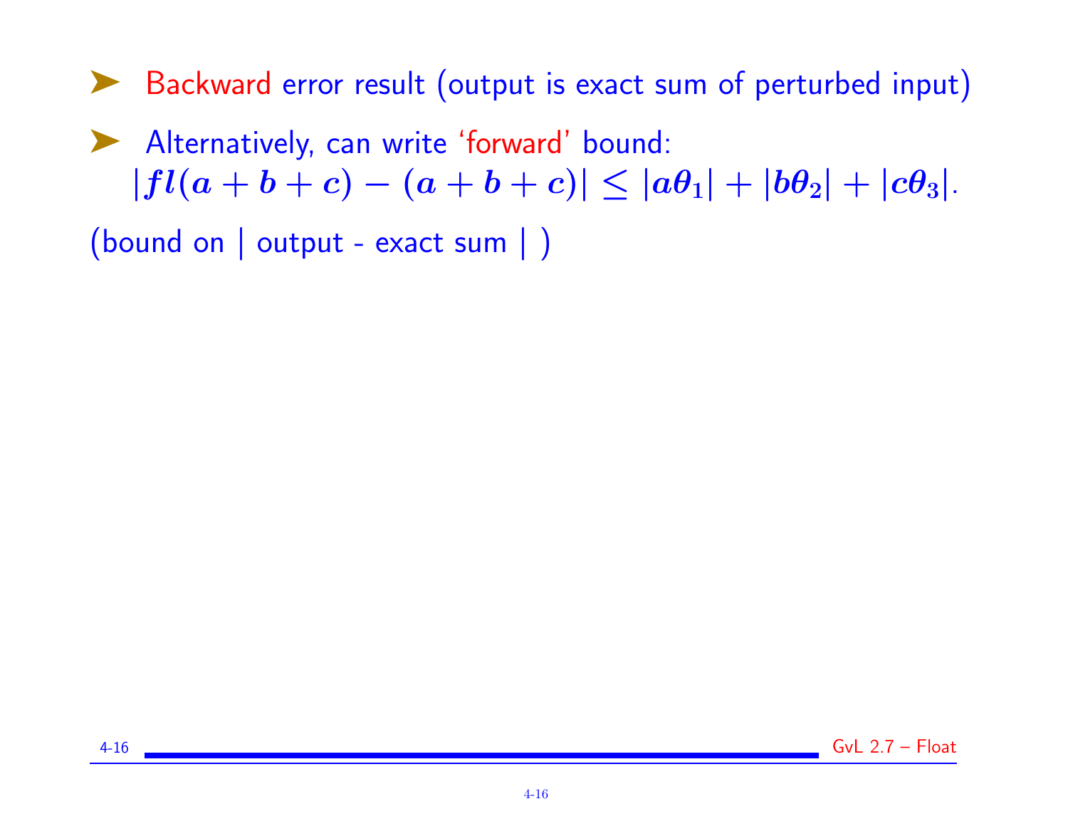- Backward error result (output is exact sum of perturbed input)
- Alternatively, can write 'forward' bound:
  $|fl(a+b+c)-(a+b+c)| \le |a\theta_1| + |b\theta_2| + |c\theta_3|$.

(bound on | output - exact sum | )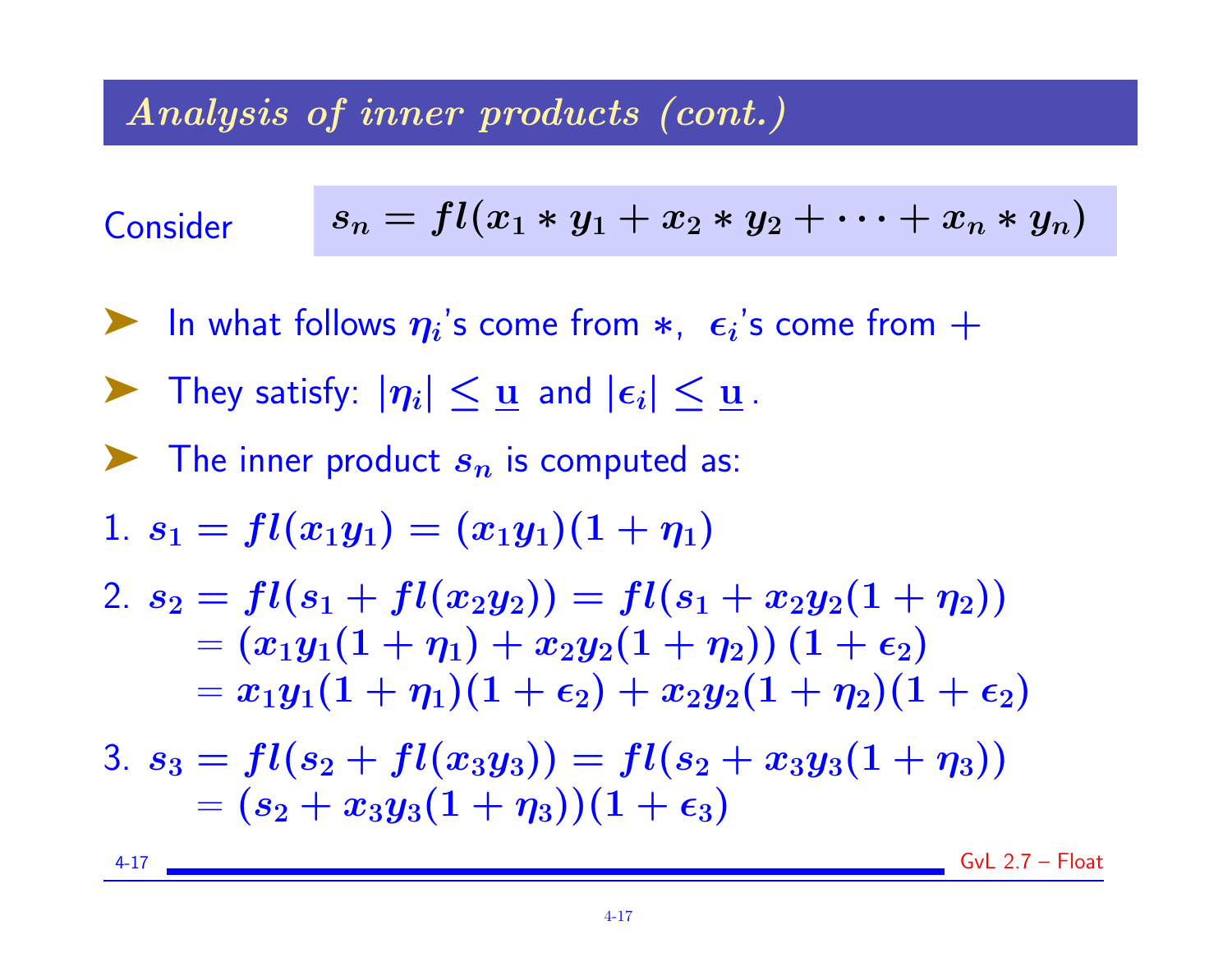## *Analysis of inner products (cont.)*

Consider $$s_n = fl(x_1 * y_1 + x_2 * y_2 + \cdots + x_n * y_n)$$

- In what follows $\eta_i$'s come from $*$, $\epsilon_i$'s come from $+$
- They satisfy: $|\eta_i| \le \underline{\mathbf{u}}$ and $|\epsilon_i| \le \underline{\mathbf{u}}$.
- The inner product $s_n$ is computed as:

1. $s_1 = fl(x_1 y_1) = (x_1 y_1)(1 + \eta_1)$

2. $$\begin{aligned} s_2 &= fl(s_1 + fl(x_2 y_2)) = fl(s_1 + x_2 y_2 (1 + \eta_2)) \\ &= (x_1 y_1 (1 + \eta_1) + x_2 y_2 (1 + \eta_2))\,(1 + \epsilon_2) \\ &= x_1 y_1 (1 + \eta_1)(1 + \epsilon_2) + x_2 y_2 (1 + \eta_2)(1 + \epsilon_2) \end{aligned}$$

3. $$\begin{aligned} s_3 &= fl(s_2 + fl(x_3 y_3)) = fl(s_2 + x_3 y_3 (1 + \eta_3)) \\ &= (s_2 + x_3 y_3 (1 + \eta_3))(1 + \epsilon_3) \end{aligned}$$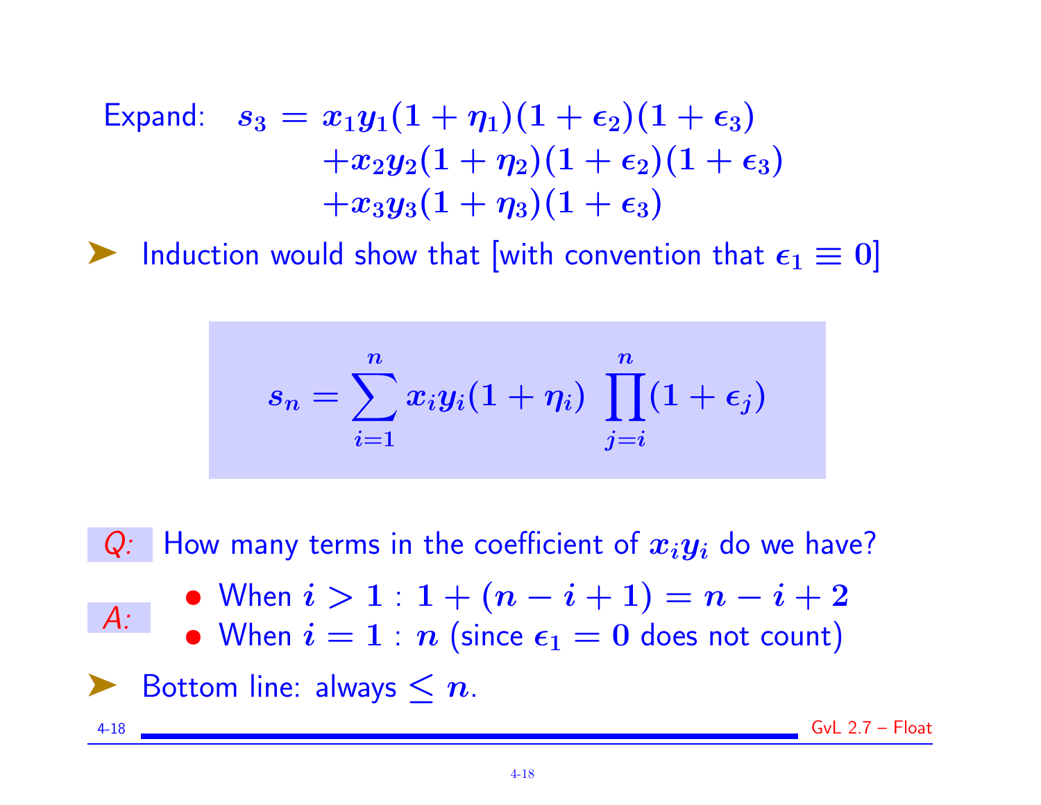Expand:

$$
\begin{aligned}
s_3 = \; & x_1 y_1 (1+\eta_1)(1+\epsilon_2)(1+\epsilon_3) \\
& + x_2 y_2 (1+\eta_2)(1+\epsilon_2)(1+\epsilon_3) \\
& + x_3 y_3 (1+\eta_3)(1+\epsilon_3)
\end{aligned}
$$

- Induction would show that [with convention that $\epsilon_1 \equiv 0$]

$$
s_n = \sum_{i=1}^{n} x_i y_i (1+\eta_i) \; \prod_{j=i}^{n} (1+\epsilon_j)
$$

*Q:* How many terms in the coefficient of $x_i y_i$ do we have?

*A:*

- When $i > 1$ : $1 + (n - i + 1) = n - i + 2$
- When $i = 1$ : $n$ (since $\epsilon_1 = 0$ does not count)

- Bottom line: always $\leq n$.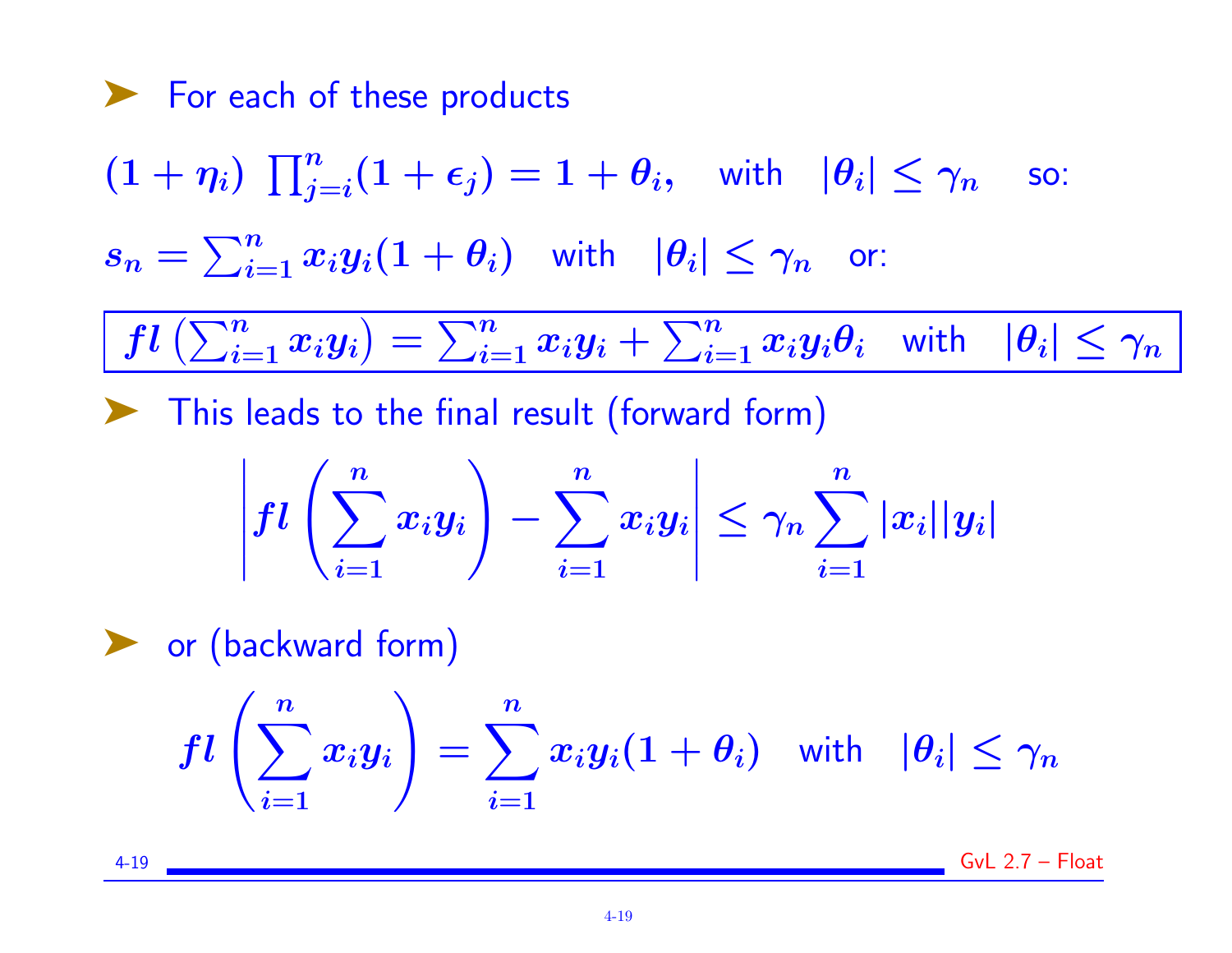- For each of these products

$(1+\eta_i)\ \prod_{j=i}^{n}(1+\epsilon_j) = 1+\theta_i,$ with $|\theta_i| \le \gamma_n$ so:

$s_n = \sum_{i=1}^{n} x_i y_i (1+\theta_i)$ with $|\theta_i| \le \gamma_n$ or:

$$fl\left(\sum_{i=1}^{n} x_i y_i\right) = \sum_{i=1}^{n} x_i y_i + \sum_{i=1}^{n} x_i y_i \theta_i \quad \text{with} \quad |\theta_i| \le \gamma_n$$

- This leads to the final result (forward form)

$$\left| fl\left(\sum_{i=1}^{n} x_i y_i\right) - \sum_{i=1}^{n} x_i y_i \right| \le \gamma_n \sum_{i=1}^{n} |x_i||y_i|$$

- or (backward form)

$$fl\left(\sum_{i=1}^{n} x_i y_i\right) = \sum_{i=1}^{n} x_i y_i (1+\theta_i) \quad \text{with} \quad |\theta_i| \le \gamma_n$$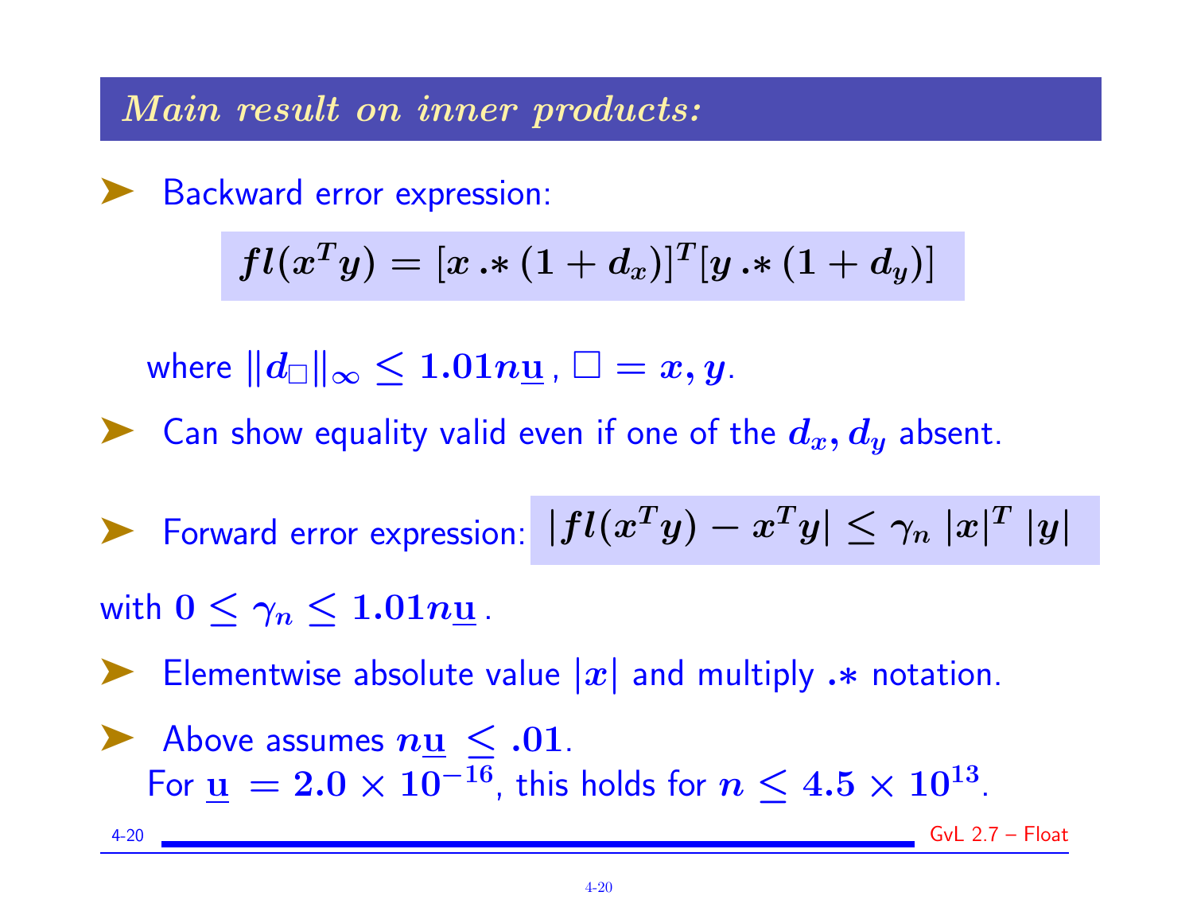## *Main result on inner products:*

- Backward error expression:

$$fl(x^T y) = [x \mathbin{.*} (1 + d_x)]^T [y \mathbin{.*} (1 + d_y)]$$

  where $\|d_\square\|_\infty \leq 1.01 n \underline{\mathbf{u}}$, $\square = x, y$.

- Can show equality valid even if one of the $d_x, d_y$ absent.

- Forward error expression: $|fl(x^T y) - x^T y| \leq \gamma_n \, |x|^T \, |y|$

with $0 \leq \gamma_n \leq 1.01 n \underline{\mathbf{u}}$.

- Elementwise absolute value $|x|$ and multiply $.*$ notation.

- Above assumes $n \underline{\mathbf{u}} \leq .01$.
  For $\underline{\mathbf{u}} = 2.0 \times 10^{-16}$, this holds for $n \leq 4.5 \times 10^{13}$.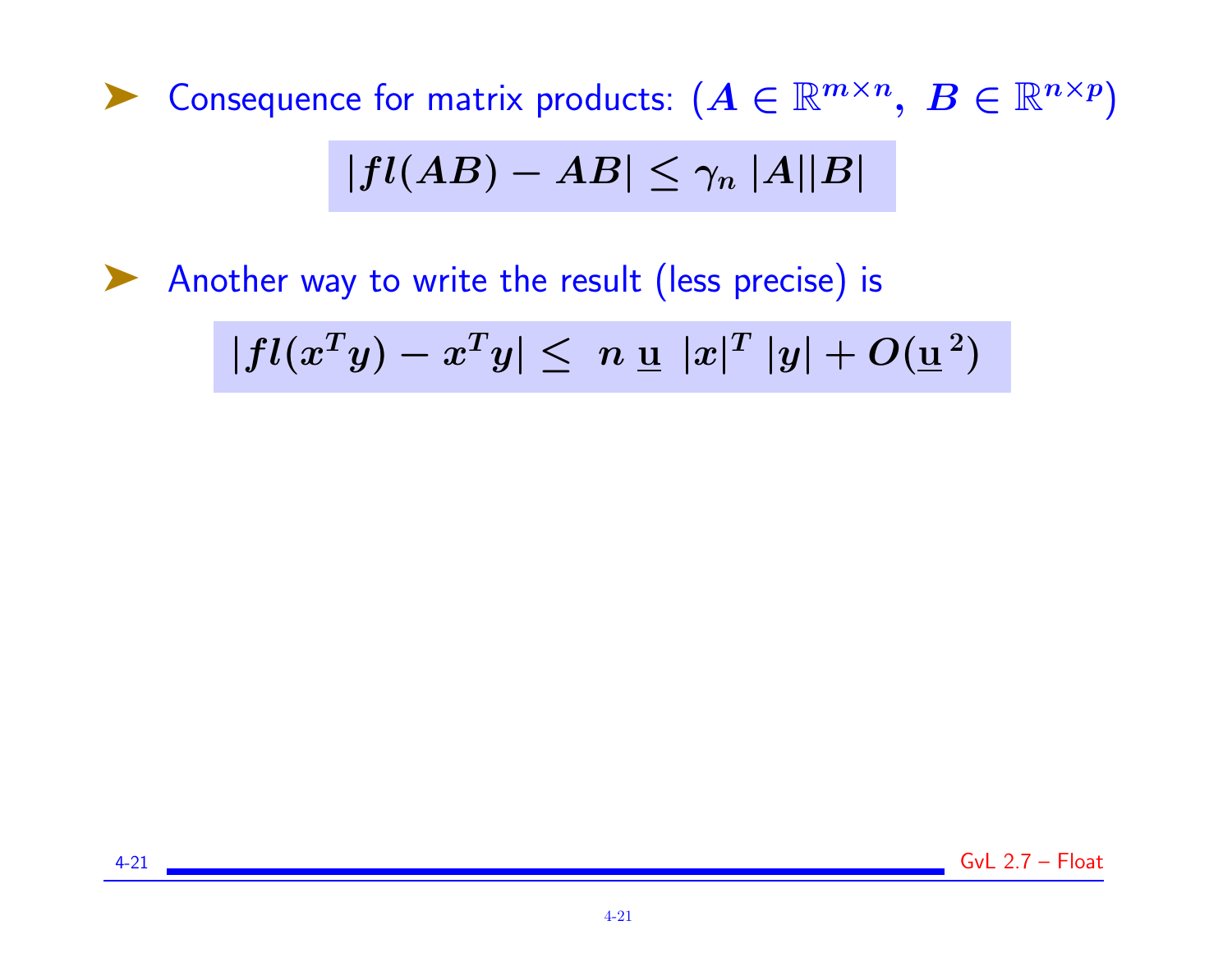- Consequence for matrix products: ($A \in \mathbb{R}^{m \times n}, \ B \in \mathbb{R}^{n \times p}$)

$$|fl(AB) - AB| \leq \gamma_n \, |A||B|$$

- Another way to write the result (less precise) is

$$|fl(x^T y) - x^T y| \leq \ n \, \underline{\mathbf{u}} \ |x|^T \, |y| + O(\underline{\mathbf{u}}^2)$$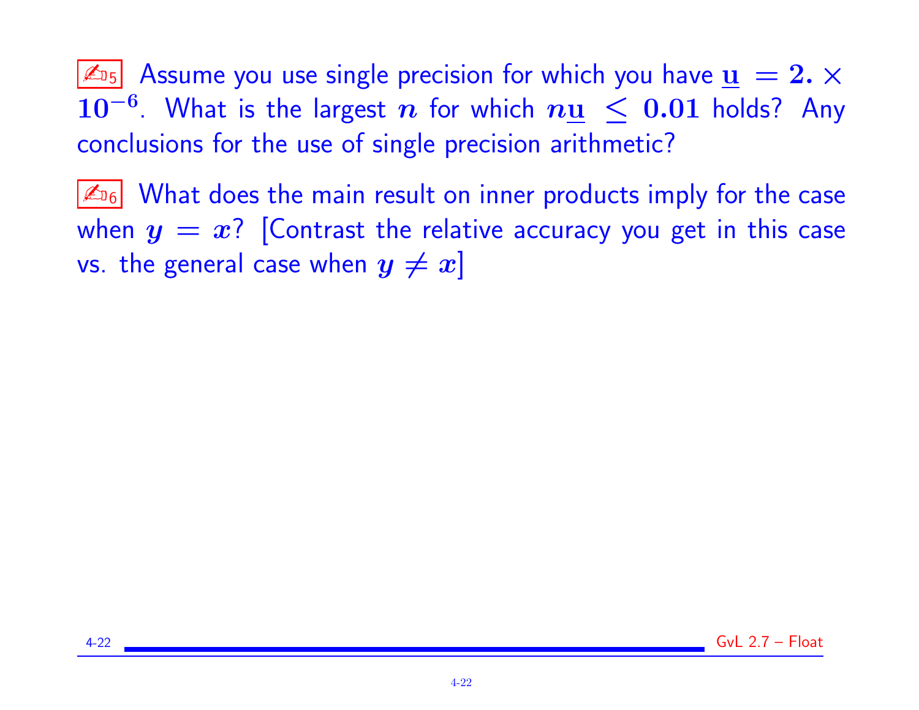✍5 Assume you use single precision for which you have $\underline{\mathbf{u}} = 2. \times 10^{-6}$. What is the largest $n$ for which $n\underline{\mathbf{u}} \leq 0.01$ holds? Any conclusions for the use of single precision arithmetic?

✍6 What does the main result on inner products imply for the case when $y = x$? [Contrast the relative accuracy you get in this case vs. the general case when $y \neq x$]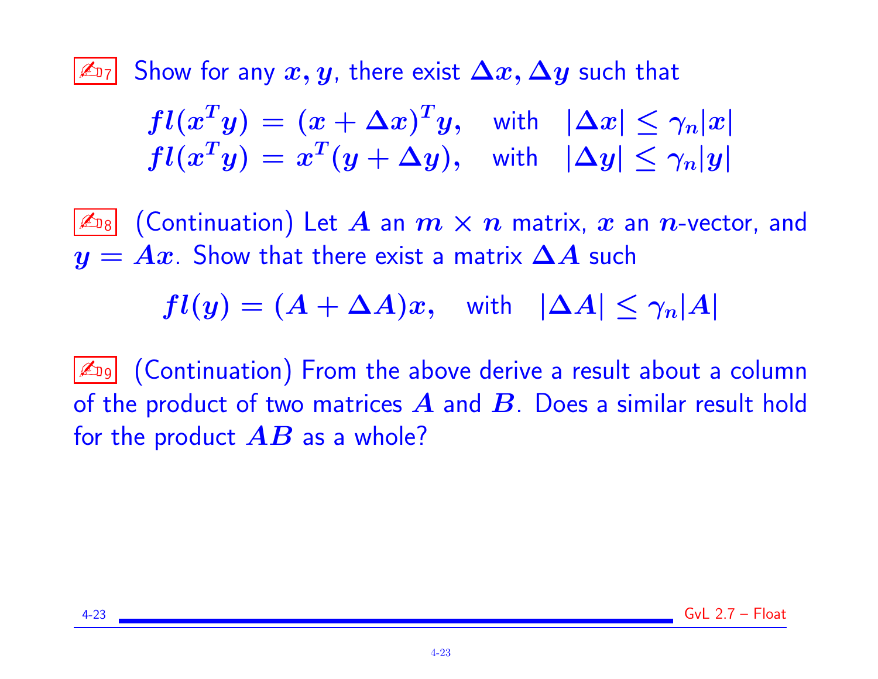✍D7 Show for any $x, y$, there exist $\Delta x, \Delta y$ such that

$$fl(x^T y) = (x + \Delta x)^T y, \quad \text{with} \quad |\Delta x| \le \gamma_n |x|$$
$$fl(x^T y) = x^T (y + \Delta y), \quad \text{with} \quad |\Delta y| \le \gamma_n |y|$$

✍D8 (Continuation) Let $A$ an $m \times n$ matrix, $x$ an $n$-vector, and $y = Ax$. Show that there exist a matrix $\Delta A$ such

$$fl(y) = (A + \Delta A)x, \quad \text{with} \quad |\Delta A| \le \gamma_n |A|$$

✍D9 (Continuation) From the above derive a result about a column of the product of two matrices $A$ and $B$. Does a similar result hold for the product $AB$ as a whole?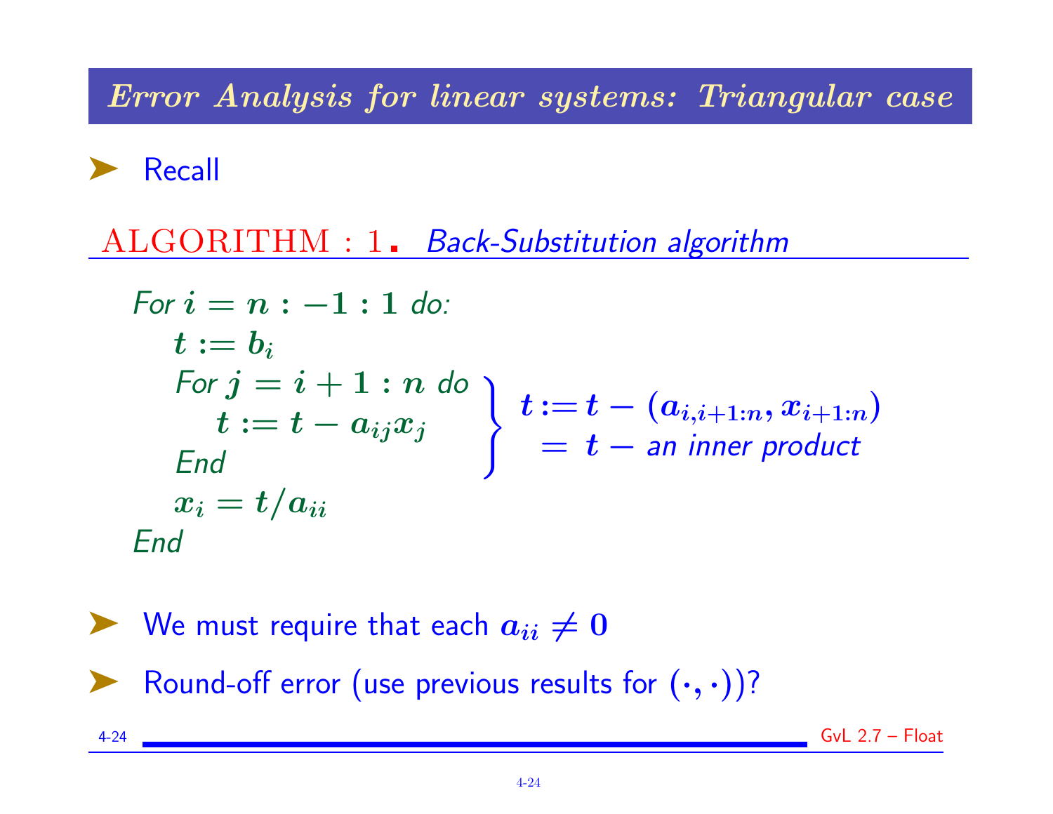## Error Analysis for linear systems: Triangular case

- Recall

**ALGORITHM : 1.** *Back-Substitution algorithm*

```
For i = n : -1 : 1 do:
    t := b_i
    For j = i + 1 : n do
        t := t - a_ij x_j
    End
    x_i = t / a_ii
End
```

The inner loop computes:

$$t := t - (a_{i,i+1:n}, x_{i+1:n}) = t - \text{an inner product}$$

- We must require that each $a_{ii} \neq 0$
- Round-off error (use previous results for $(\cdot, \cdot)$)?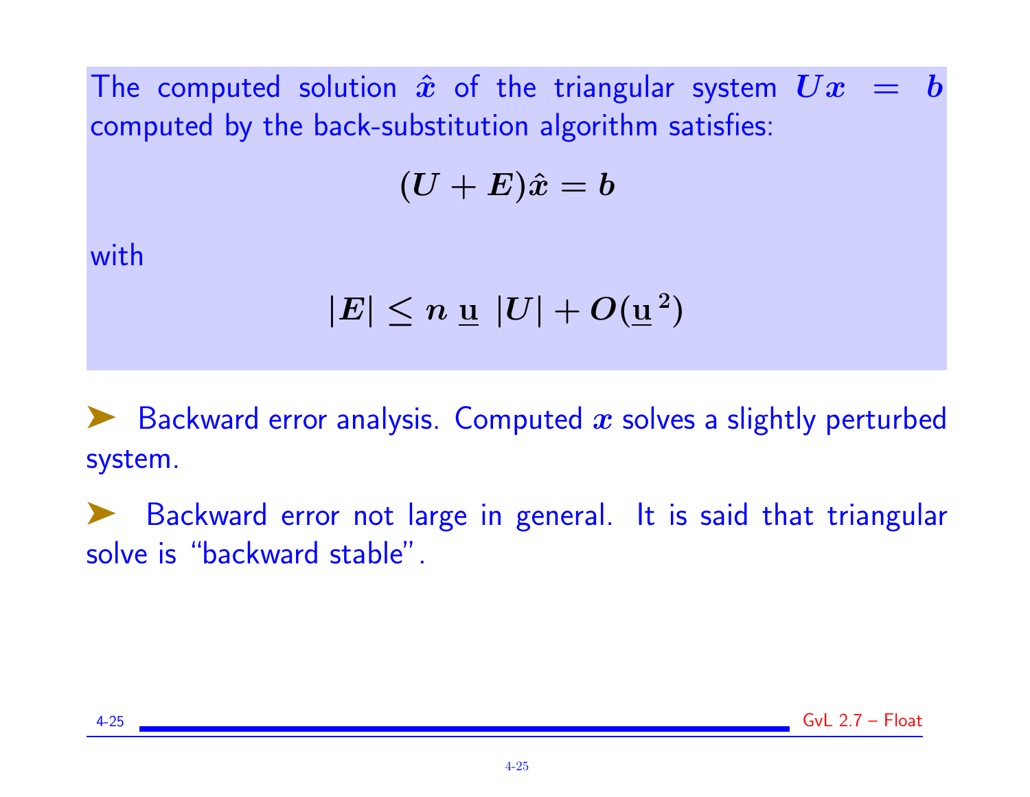The computed solution $\hat{x}$ of the triangular system $Ux = b$ computed by the back-substitution algorithm satisfies:

$$(U + E)\hat{x} = b$$

with

$$|E| \leq n \, \underline{\mathbf{u}} \, |U| + O(\underline{\mathbf{u}}^2)$$

➤ Backward error analysis. Computed $x$ solves a slightly perturbed system.

➤ Backward error not large in general. It is said that triangular solve is "backward stable".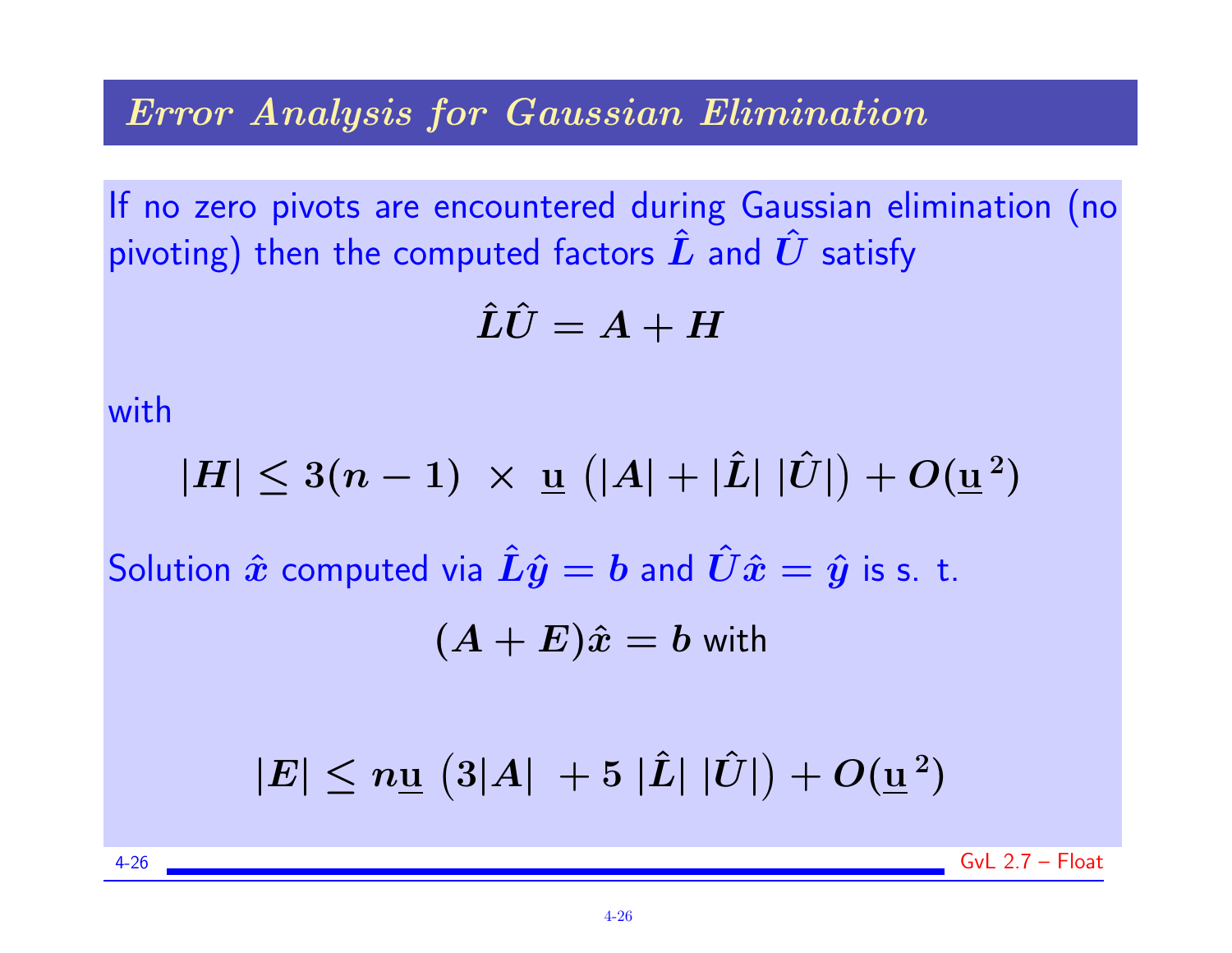## *Error Analysis for Gaussian Elimination*

If no zero pivots are encountered during Gaussian elimination (no pivoting) then the computed factors $\hat{L}$ and $\hat{U}$ satisfy

$$\hat{L}\hat{U} = A + H$$

with

$$|H| \leq 3(n-1) \times \underline{\mathbf{u}} \left(|A| + |\hat{L}|\,|\hat{U}|\right) + O(\underline{\mathbf{u}}^2)$$

Solution $\hat{x}$ computed via $\hat{L}\hat{y} = b$ and $\hat{U}\hat{x} = \hat{y}$ is s. t.

$$(A + E)\hat{x} = b \text{ with}$$

$$|E| \leq n\underline{\mathbf{u}} \left(3|A| + 5\,|\hat{L}|\,|\hat{U}|\right) + O(\underline{\mathbf{u}}^2)$$

GvL 2.7 – Float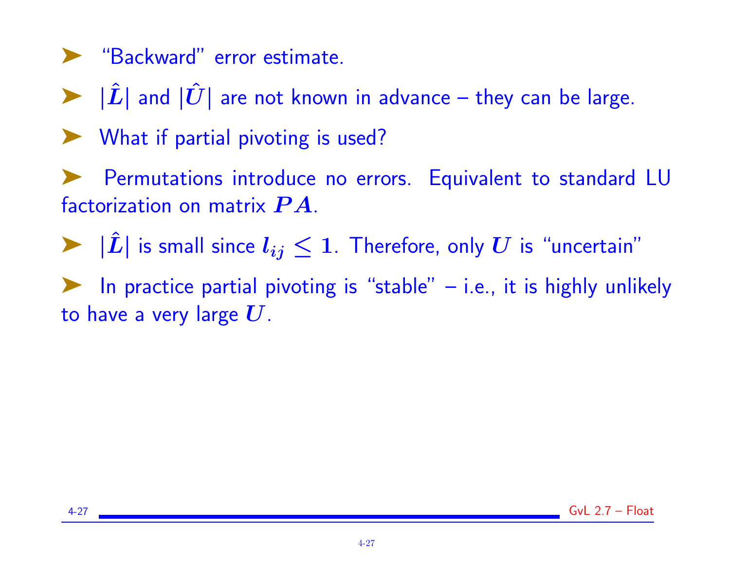- "Backward" error estimate.
- $|\hat{L}|$ and $|\hat{U}|$ are not known in advance – they can be large.
- What if partial pivoting is used?
- Permutations introduce no errors. Equivalent to standard LU factorization on matrix $PA$.
- $|\hat{L}|$ is small since $l_{ij} \leq 1$. Therefore, only $U$ is "uncertain"
- In practice partial pivoting is "stable" – i.e., it is highly unlikely to have a very large $U$.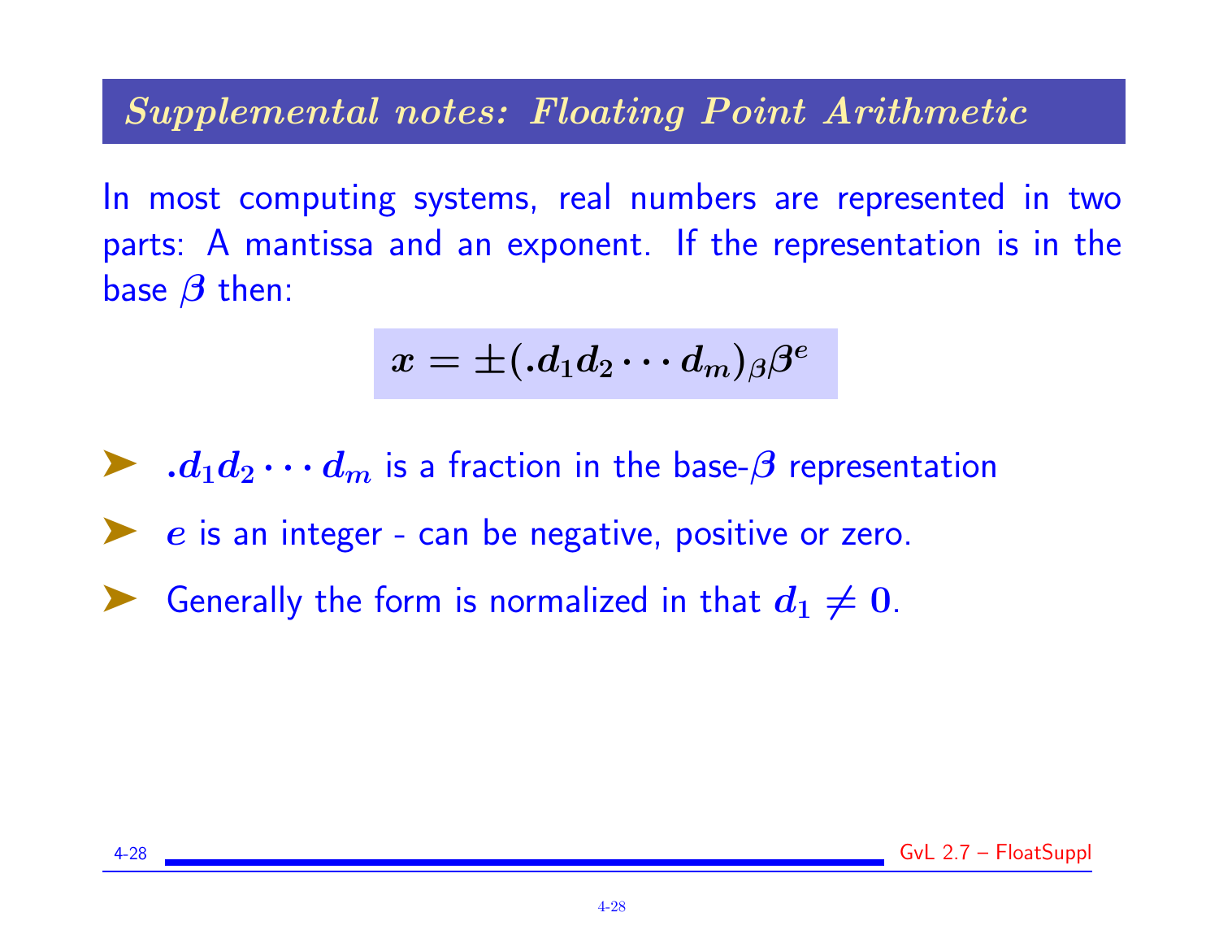## *Supplemental notes: Floating Point Arithmetic*

In most computing systems, real numbers are represented in two parts: A mantissa and an exponent. If the representation is in the base $\beta$ then:

$$x = \pm(.d_1 d_2 \cdots d_m)_\beta \beta^e$$

- $.d_1 d_2 \cdots d_m$ is a fraction in the base-$\beta$ representation
- $e$ is an integer - can be negative, positive or zero.
- Generally the form is normalized in that $d_1 \neq 0$.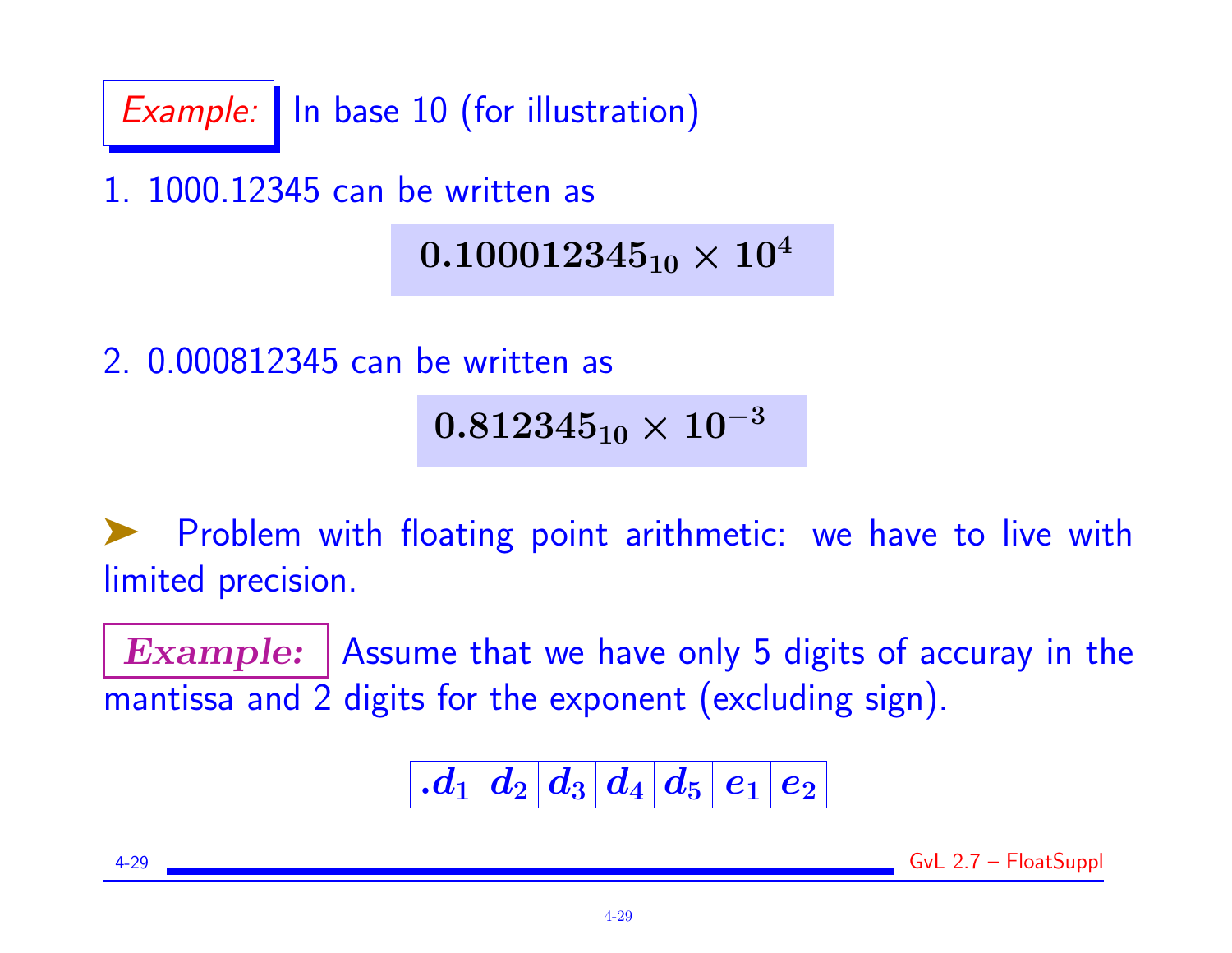**Example:** In base 10 (for illustration)

1. 1000.12345 can be written as

$$0.100012345_{10} \times 10^{4}$$

2. 0.000812345 can be written as

$$0.812345_{10} \times 10^{-3}$$

➤ Problem with floating point arithmetic: we have to live with limited precision.

***Example:*** Assume that we have only 5 digits of accuray in the mantissa and 2 digits for the exponent (excluding sign).

| $.d_1$ | $d_2$ | $d_3$ | $d_4$ | $d_5$ | $e_1$ | $e_2$ |
|---|---|---|---|---|---|---|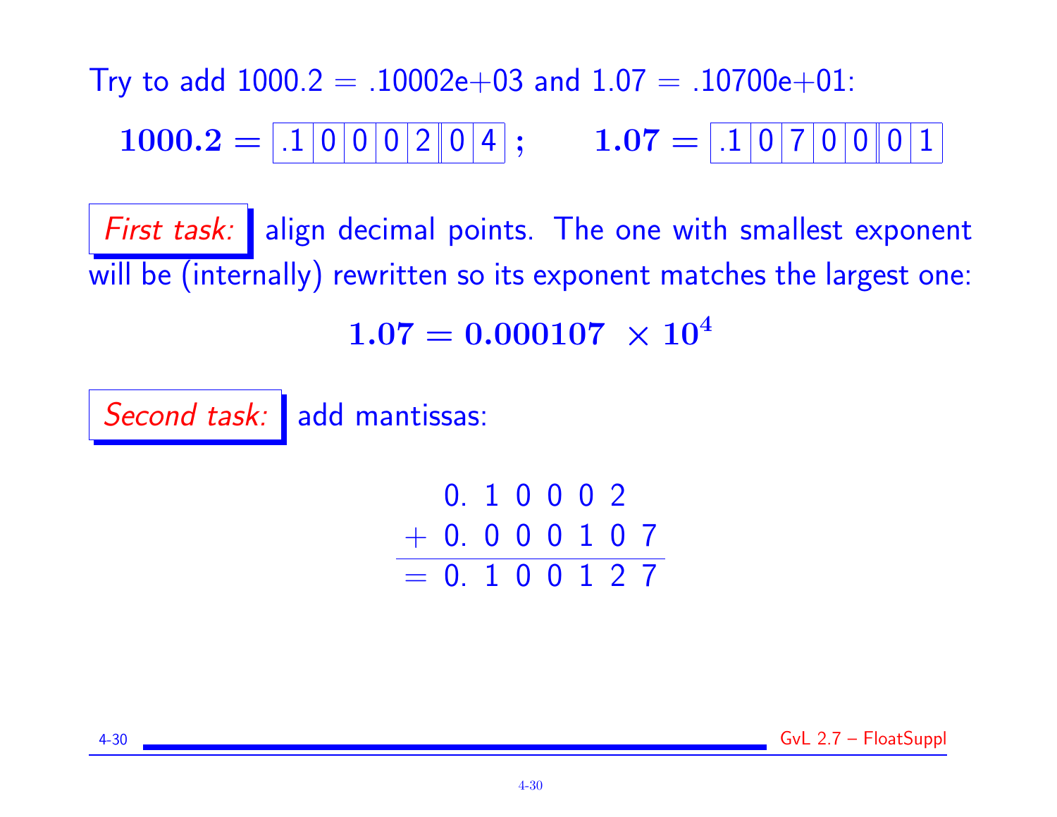Try to add 1000.2 = .10002e+03 and 1.07 = .10700e+01:

**1000.2 =** | .1 | 0 | 0 | 0 | 2 || 0 | 4 | **;** **1.07 =** | .1 | 0 | 7 | 0 | 0 || 0 | 1 |

*First task:* align decimal points. The one with smallest exponent will be (internally) rewritten so its exponent matches the largest one:

$$\mathbf{1.07 = 0.000107 \ \times 10^4}$$

*Second task:* add mantissas:

$$\begin{array}{r} 0.\ 1\ 0\ 0\ 0\ 2\phantom{\ 0\ 7} \\ +\ 0.\ 0\ 0\ 0\ 1\ 0\ 7 \\ \hline =\ 0.\ 1\ 0\ 0\ 1\ 2\ 7 \end{array}$$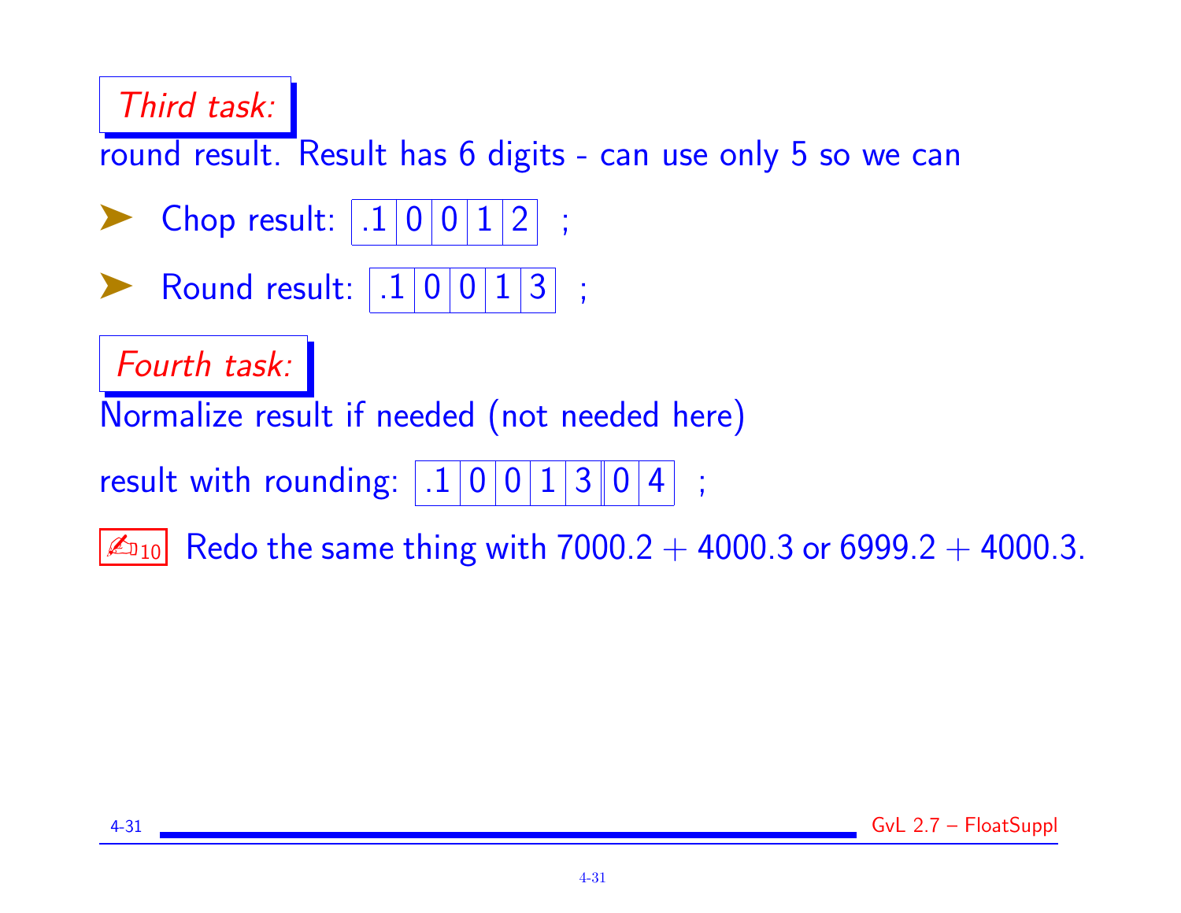*Third task:*

round result. Result has 6 digits - can use only 5 so we can

- Chop result: | .1 | 0 | 0 | 1 | 2 | ;
- Round result: | .1 | 0 | 0 | 1 | 3 | ;

*Fourth task:*

Normalize result if needed (not needed here)

result with rounding: | .1 | 0 | 0 | 1 | 3 || 0 | 4 | ;

✍10 Redo the same thing with $7000.2 + 4000.3$ or $6999.2 + 4000.3$.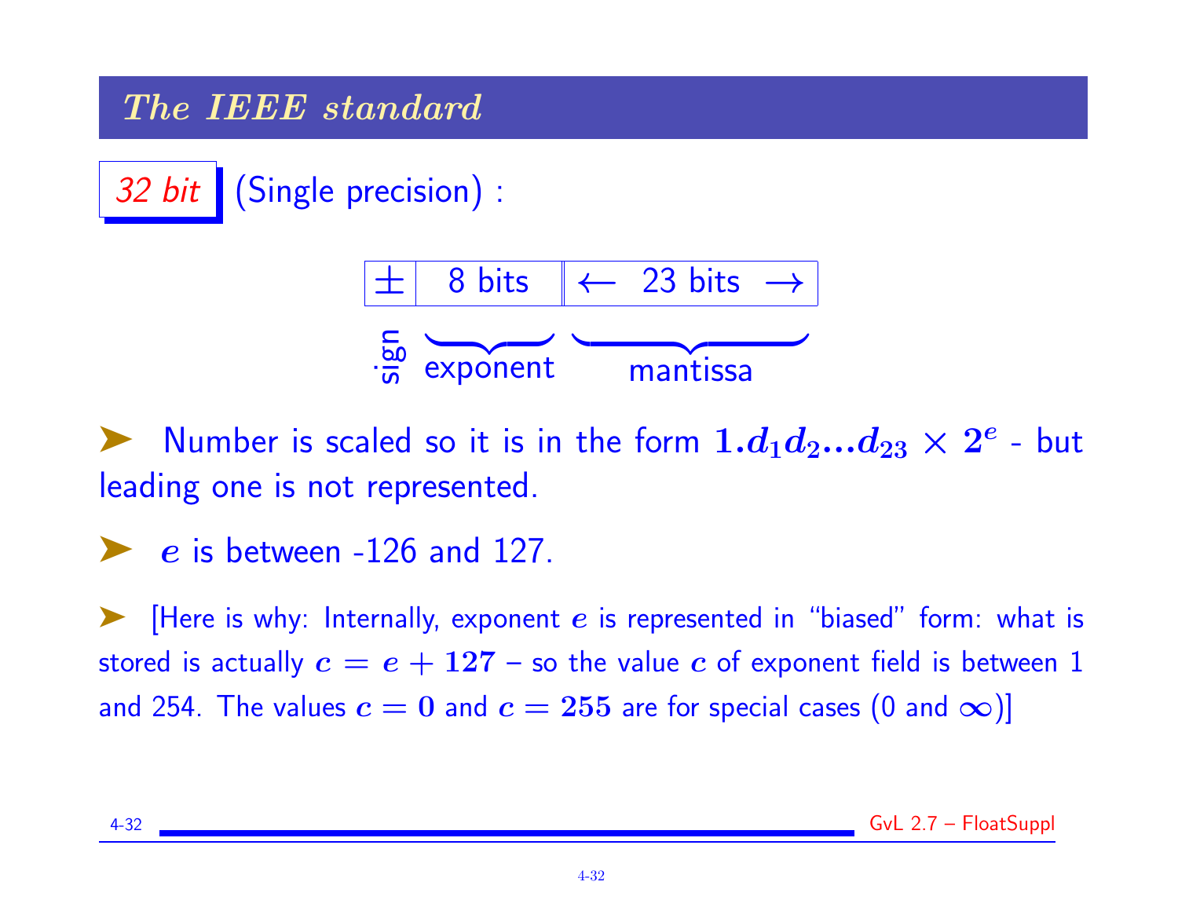## The IEEE standard

**32 bit** (Single precision) :

| ± | 8 bits | ← 23 bits → |
|---|---|---|
| sign | exponent | mantissa |

➤ Number is scaled so it is in the form $1.d_1 d_2 ... d_{23} \times 2^e$ - but leading one is not represented.

➤ $e$ is between -126 and 127.

➤ [Here is why: Internally, exponent $e$ is represented in "biased" form: what is stored is actually $c = e + 127$ – so the value $c$ of exponent field is between 1 and 254. The values $c = 0$ and $c = 255$ are for special cases (0 and $\infty$)]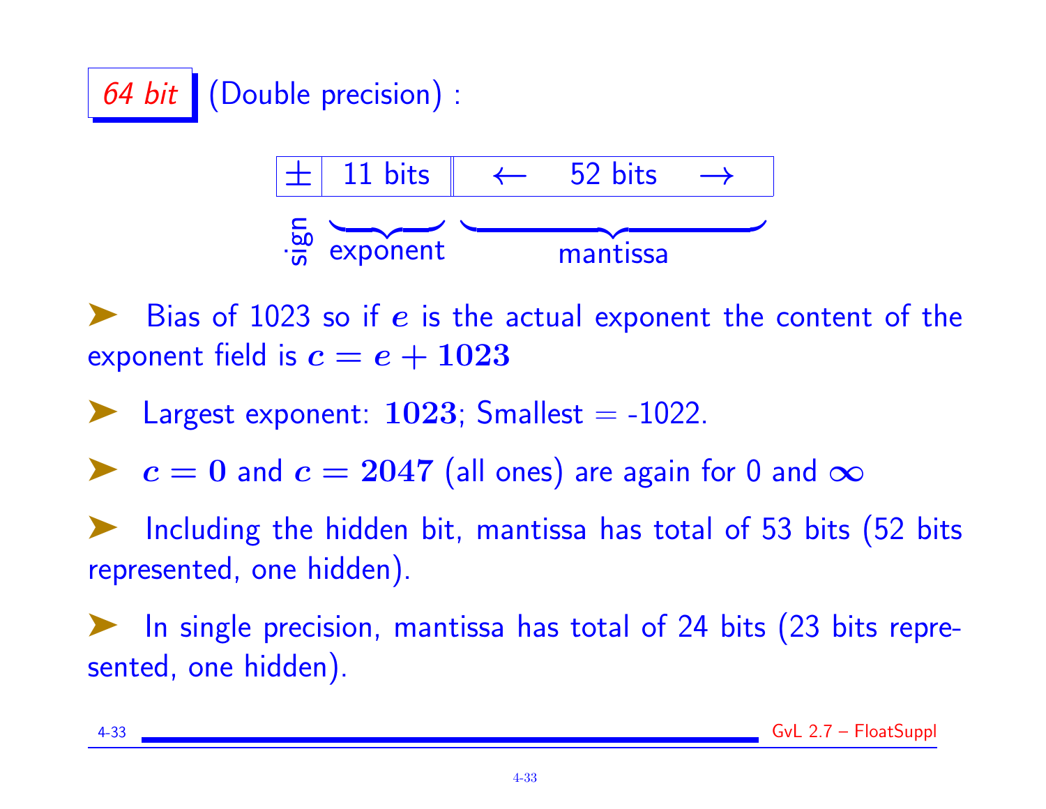## 64 bit (Double precision) :

| ± | 11 bits | ← 52 bits → |
|---|---|---|
| sign | exponent | mantissa |

- Bias of 1023 so if $e$ is the actual exponent the content of the exponent field is $c = e + 1023$
- Largest exponent: $1023$; Smallest = -1022.
- $c = 0$ and $c = 2047$ (all ones) are again for 0 and $\infty$
- Including the hidden bit, mantissa has total of 53 bits (52 bits represented, one hidden).
- In single precision, mantissa has total of 24 bits (23 bits represented, one hidden).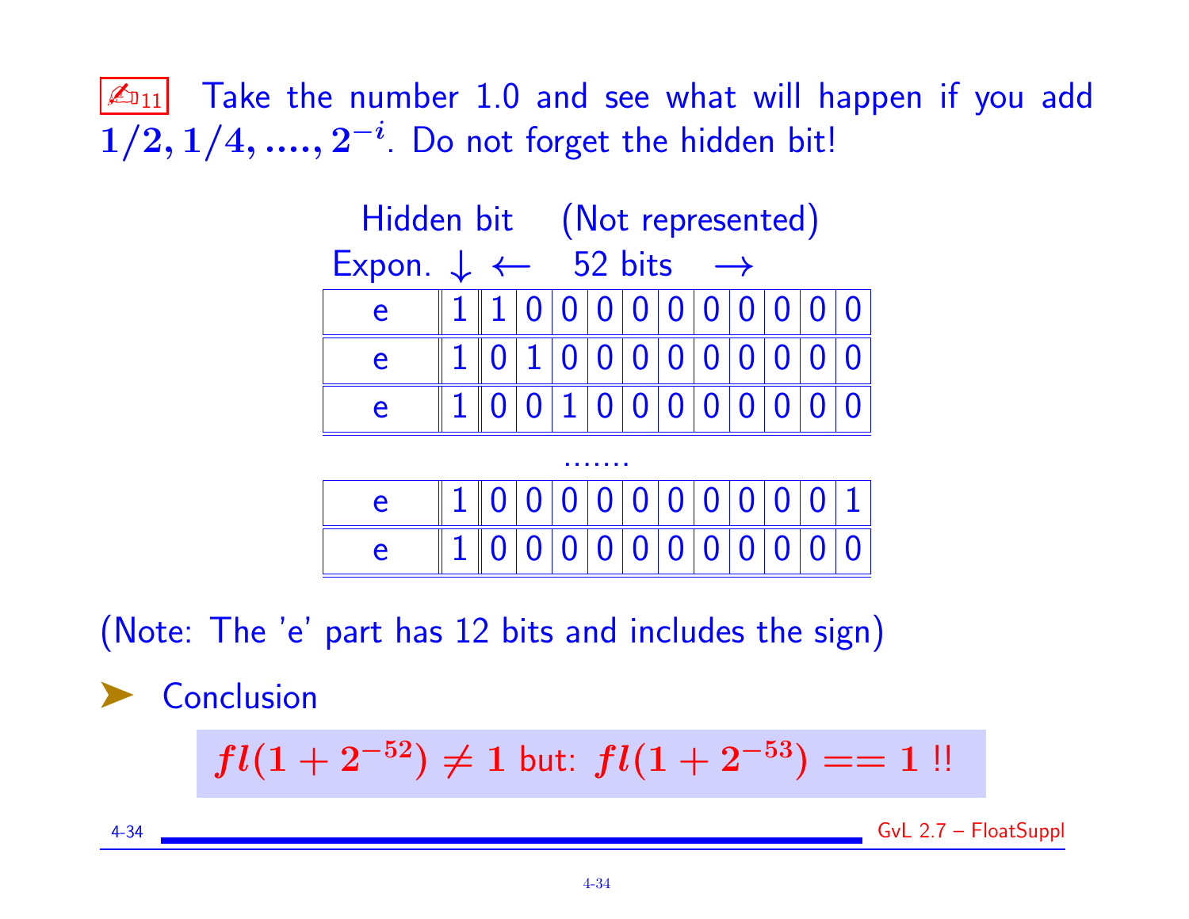✍11 Take the number 1.0 and see what will happen if you add $1/2, 1/4, ...., 2^{-i}$. Do not forget the hidden bit!

Hidden bit (Not represented)

Expon. ↓ ← 52 bits →

| e | 1 | 1 | 0 | 0 | 0 | 0 | 0 | 0 | 0 | 0 | 0 | 0 |
|---|---|---|---|---|---|---|---|---|---|---|---|---|
| e | 1 | 0 | 1 | 0 | 0 | 0 | 0 | 0 | 0 | 0 | 0 | 0 |
| e | 1 | 0 | 0 | 1 | 0 | 0 | 0 | 0 | 0 | 0 | 0 | 0 |
| ....... | | | | | | | | | | | | |
| e | 1 | 0 | 0 | 0 | 0 | 0 | 0 | 0 | 0 | 0 | 0 | 1 |
| e | 1 | 0 | 0 | 0 | 0 | 0 | 0 | 0 | 0 | 0 | 0 | 0 |

(Note: The 'e' part has 12 bits and includes the sign)

- Conclusion

$$fl(1 + 2^{-52}) \neq 1 \text{ but: } fl(1 + 2^{-53}) == 1 \text{ !!}$$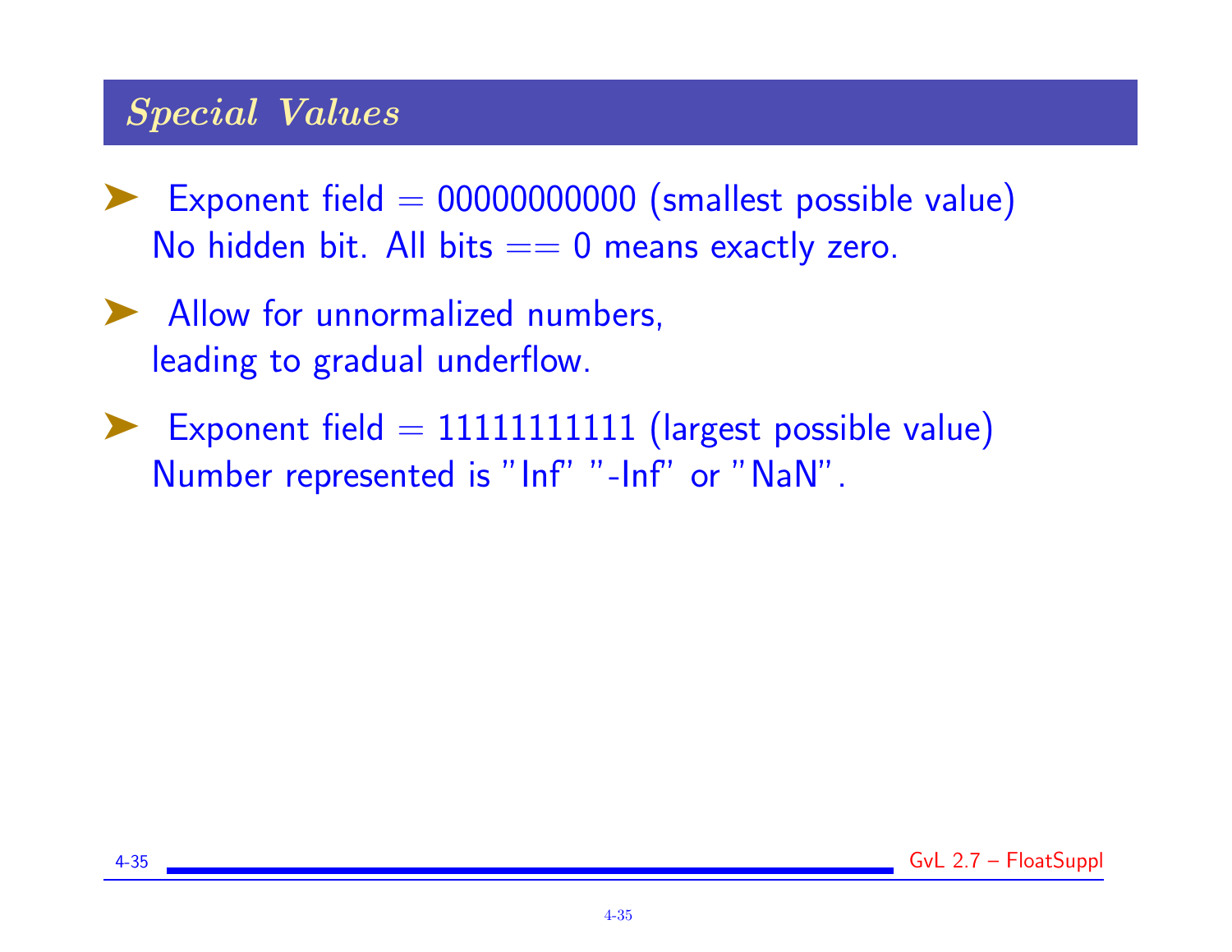## *Special Values*

- Exponent field = 00000000000 (smallest possible value)
  No hidden bit. All bits == 0 means exactly zero.

- Allow for unnormalized numbers,
  leading to gradual underflow.

- Exponent field = 11111111111 (largest possible value)
  Number represented is "Inf" "-Inf" or "NaN".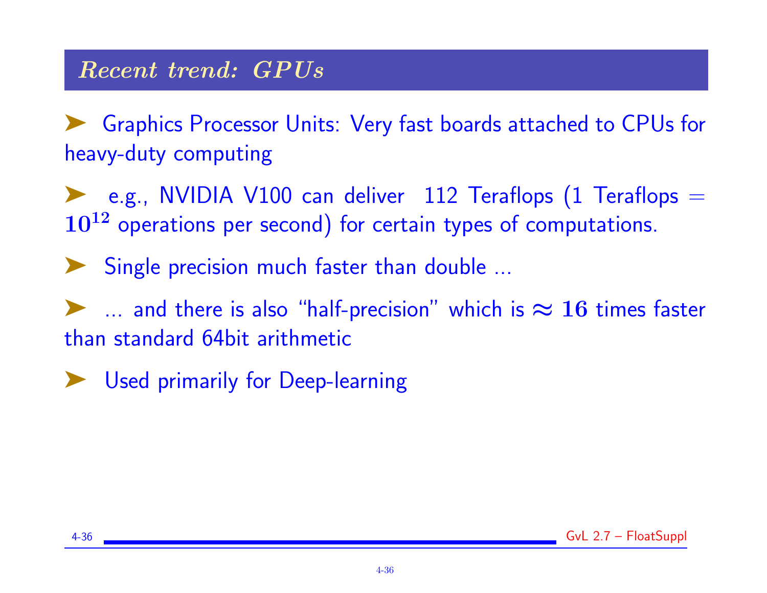## *Recent trend: GPUs*

- Graphics Processor Units: Very fast boards attached to CPUs for heavy-duty computing
- e.g., NVIDIA V100 can deliver 112 Teraflops (1 Teraflops = $10^{12}$ operations per second) for certain types of computations.
- Single precision much faster than double ...
- ... and there is also “half-precision” which is $\approx 16$ times faster than standard 64bit arithmetic
- Used primarily for Deep-learning